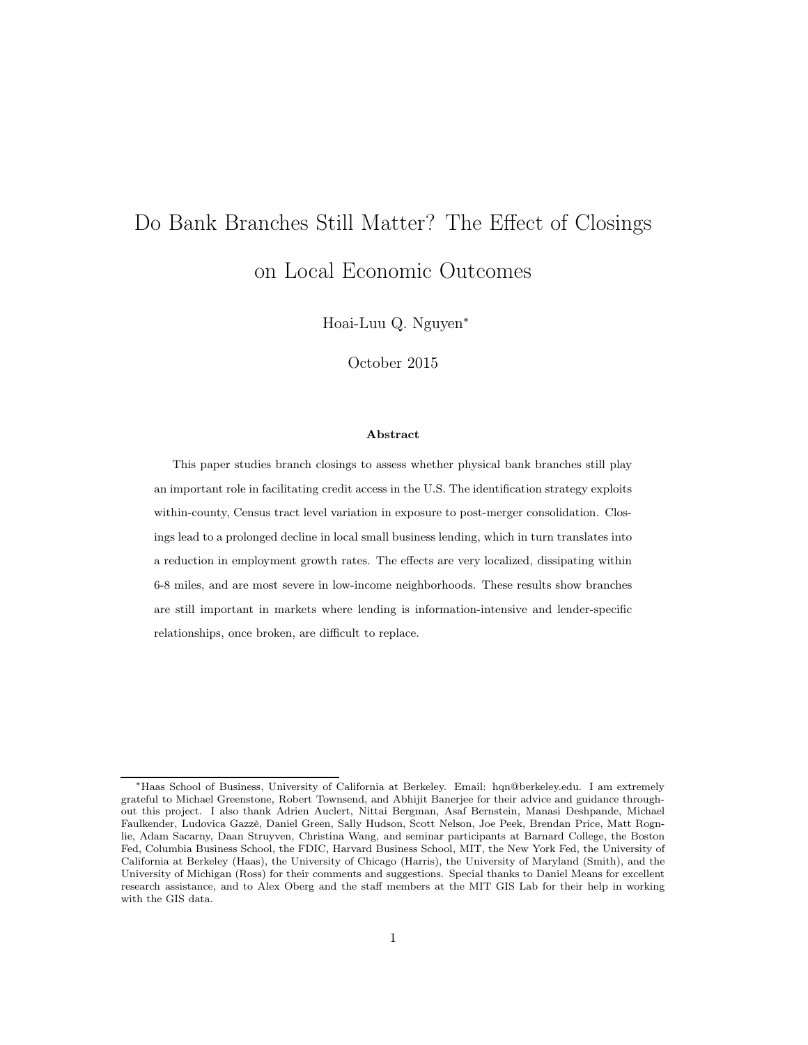# Do Bank Branches Still Matter? The Effect of Closings on Local Economic Outcomes

Hoai-Luu Q. Nguyen*

October 2015

### Abstract

This paper studies branch closings to assess whether physical bank branches still play an important role in facilitating credit access in the U.S. The identification strategy exploits within-county, Census tract level variation in exposure to post-merger consolidation. Closings lead to a prolonged decline in local small business lending, which in turn translates into a reduction in employment growth rates. The effects are very localized, dissipating within 6-8 miles, and are most severe in low-income neighborhoods. These results show branches are still important in markets where lending is information-intensive and lender-specific relationships, once broken, are difficult to replace.

---

*Haas School of Business, University of California at Berkeley. Email: hqn@berkeley.edu. I am extremely grateful to Michael Greenstone, Robert Townsend, and Abhijit Banerjee for their advice and guidance throughout this project. I also thank Adrien Auclert, Nittai Bergman, Asaf Bernstein, Manasi Deshpande, Michael Faulkender, Ludovica Gazzè, Daniel Green, Sally Hudson, Scott Nelson, Joe Peek, Brendan Price, Matt Rognlie, Adam Sacarny, Daan Struyven, Christina Wang, and seminar participants at Barnard College, the Boston Fed, Columbia Business School, the FDIC, Harvard Business School, MIT, the New York Fed, the University of California at Berkeley (Haas), the University of Chicago (Harris), the University of Maryland (Smith), and the University of Michigan (Ross) for their comments and suggestions. Special thanks to Daniel Means for excellent research assistance, and to Alex Oberg and the staff members at the MIT GIS Lab for their help in working with the GIS data.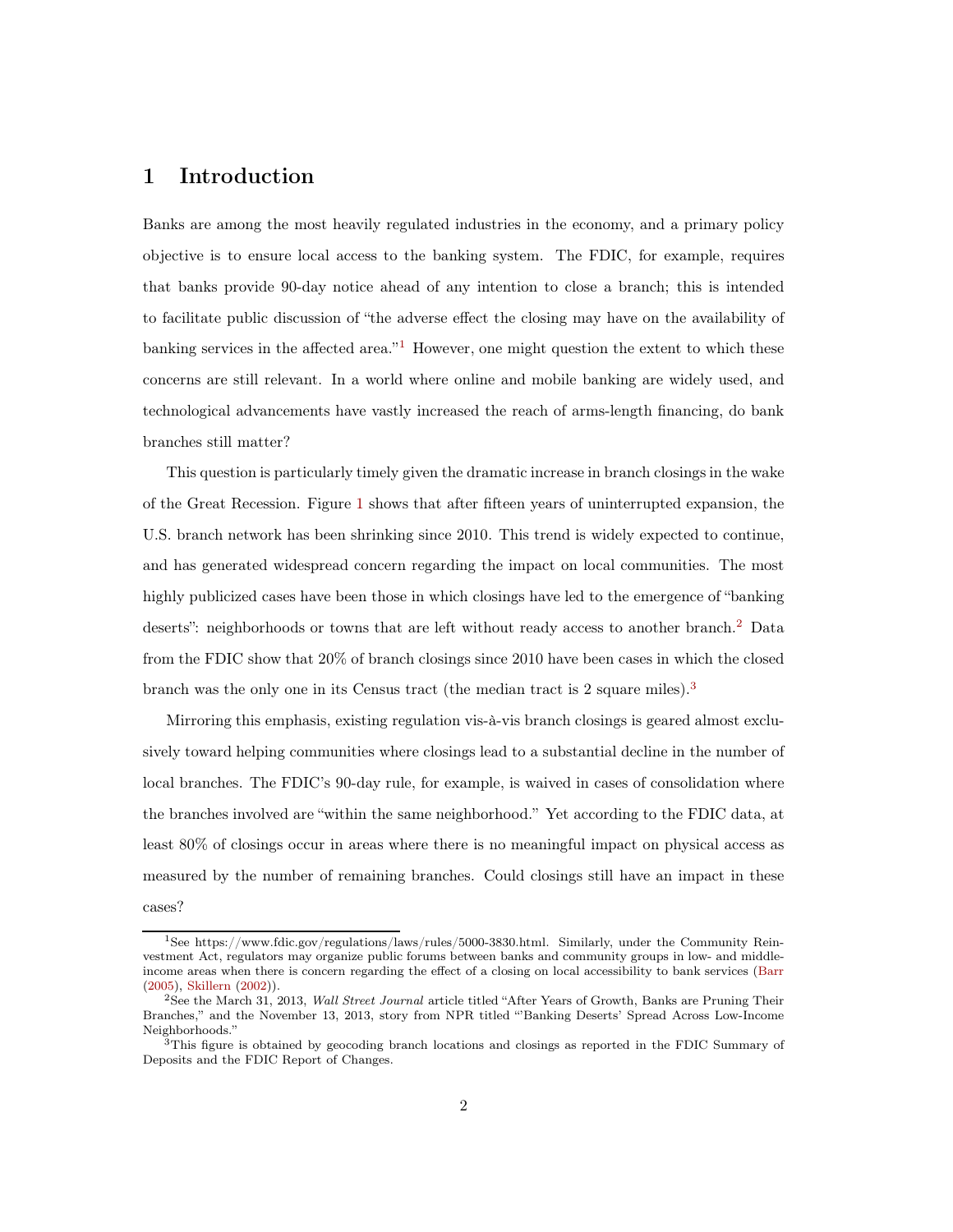# 1 Introduction

Banks are among the most heavily regulated industries in the economy, and a primary policy objective is to ensure local access to the banking system. The FDIC, for example, requires that banks provide 90-day notice ahead of any intention to close a branch; this is intended to facilitate public discussion of "the adverse effect the closing may have on the availability of banking services in the affected area."[1] However, one might question the extent to which these concerns are still relevant. In a world where online and mobile banking are widely used, and technological advancements have vastly increased the reach of arms-length financing, do bank branches still matter?

This question is particularly timely given the dramatic increase in branch closings in the wake of the Great Recession. Figure 1 shows that after fifteen years of uninterrupted expansion, the U.S. branch network has been shrinking since 2010. This trend is widely expected to continue, and has generated widespread concern regarding the impact on local communities. The most highly publicized cases have been those in which closings have led to the emergence of "banking deserts": neighborhoods or towns that are left without ready access to another branch.[2] Data from the FDIC show that 20% of branch closings since 2010 have been cases in which the closed branch was the only one in its Census tract (the median tract is 2 square miles).[3]

Mirroring this emphasis, existing regulation vis-à-vis branch closings is geared almost exclusively toward helping communities where closings lead to a substantial decline in the number of local branches. The FDIC's 90-day rule, for example, is waived in cases of consolidation where the branches involved are "within the same neighborhood." Yet according to the FDIC data, at least 80% of closings occur in areas where there is no meaningful impact on physical access as measured by the number of remaining branches. Could closings still have an impact in these cases?

---

[1] See https://www.fdic.gov/regulations/laws/rules/5000-3830.html. Similarly, under the Community Reinvestment Act, regulators may organize public forums between banks and community groups in low- and middle-income areas when there is concern regarding the effect of a closing on local accessibility to bank services (Barr (2005), Skillern (2002)).

[2] See the March 31, 2013, *Wall Street Journal* article titled "After Years of Growth, Banks are Pruning Their Branches," and the November 13, 2013, story from NPR titled "'Banking Deserts' Spread Across Low-Income Neighborhoods."

[3] This figure is obtained by geocoding branch locations and closings as reported in the FDIC Summary of Deposits and the FDIC Report of Changes.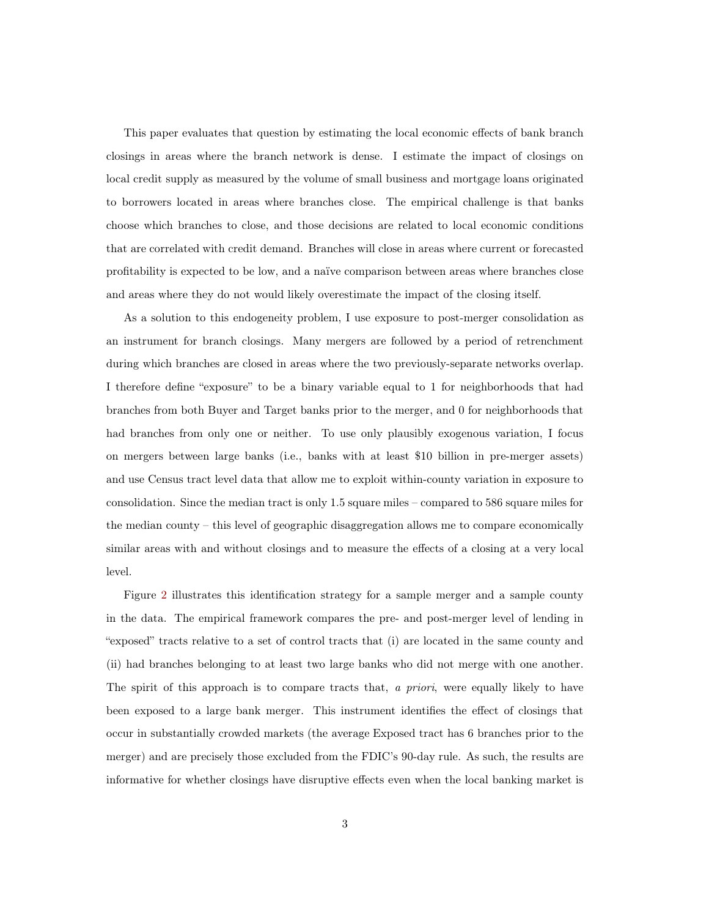This paper evaluates that question by estimating the local economic effects of bank branch closings in areas where the branch network is dense. I estimate the impact of closings on local credit supply as measured by the volume of small business and mortgage loans originated to borrowers located in areas where branches close. The empirical challenge is that banks choose which branches to close, and those decisions are related to local economic conditions that are correlated with credit demand. Branches will close in areas where current or forecasted profitability is expected to be low, and a naïve comparison between areas where branches close and areas where they do not would likely overestimate the impact of the closing itself.

As a solution to this endogeneity problem, I use exposure to post-merger consolidation as an instrument for branch closings. Many mergers are followed by a period of retrenchment during which branches are closed in areas where the two previously-separate networks overlap. I therefore define "exposure" to be a binary variable equal to 1 for neighborhoods that had branches from both Buyer and Target banks prior to the merger, and 0 for neighborhoods that had branches from only one or neither. To use only plausibly exogenous variation, I focus on mergers between large banks (i.e., banks with at least \$10 billion in pre-merger assets) and use Census tract level data that allow me to exploit within-county variation in exposure to consolidation. Since the median tract is only 1.5 square miles – compared to 586 square miles for the median county – this level of geographic disaggregation allows me to compare economically similar areas with and without closings and to measure the effects of a closing at a very local level.

Figure 2 illustrates this identification strategy for a sample merger and a sample county in the data. The empirical framework compares the pre- and post-merger level of lending in "exposed" tracts relative to a set of control tracts that (i) are located in the same county and (ii) had branches belonging to at least two large banks who did not merge with one another. The spirit of this approach is to compare tracts that, *a priori*, were equally likely to have been exposed to a large bank merger. This instrument identifies the effect of closings that occur in substantially crowded markets (the average Exposed tract has 6 branches prior to the merger) and are precisely those excluded from the FDIC's 90-day rule. As such, the results are informative for whether closings have disruptive effects even when the local banking market is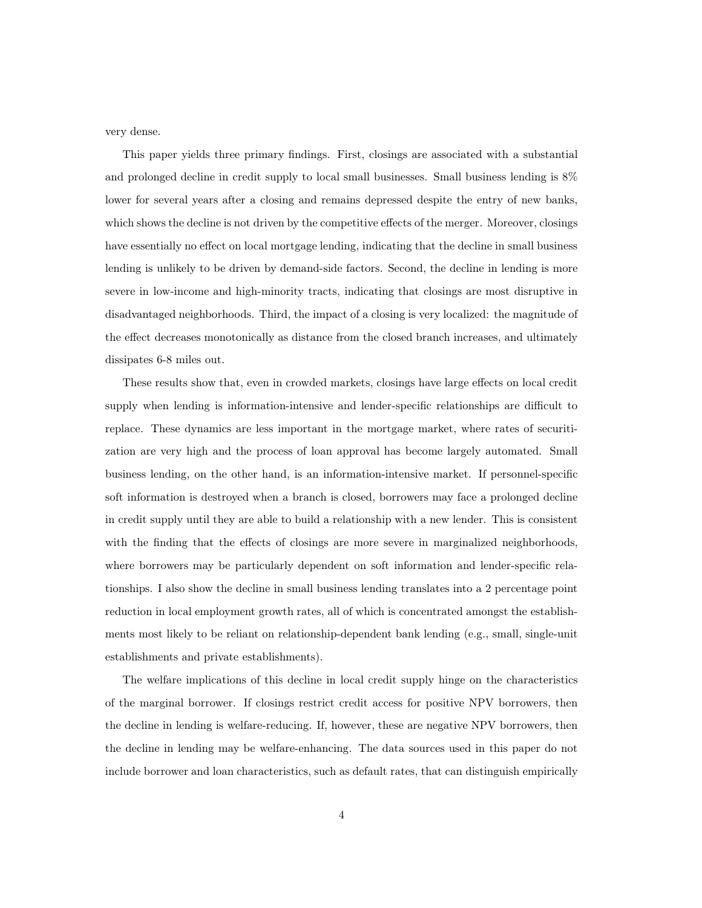very dense.

This paper yields three primary findings. First, closings are associated with a substantial and prolonged decline in credit supply to local small businesses. Small business lending is 8% lower for several years after a closing and remains depressed despite the entry of new banks, which shows the decline is not driven by the competitive effects of the merger. Moreover, closings have essentially no effect on local mortgage lending, indicating that the decline in small business lending is unlikely to be driven by demand-side factors. Second, the decline in lending is more severe in low-income and high-minority tracts, indicating that closings are most disruptive in disadvantaged neighborhoods. Third, the impact of a closing is very localized: the magnitude of the effect decreases monotonically as distance from the closed branch increases, and ultimately dissipates 6-8 miles out.

These results show that, even in crowded markets, closings have large effects on local credit supply when lending is information-intensive and lender-specific relationships are difficult to replace. These dynamics are less important in the mortgage market, where rates of securitization are very high and the process of loan approval has become largely automated. Small business lending, on the other hand, is an information-intensive market. If personnel-specific soft information is destroyed when a branch is closed, borrowers may face a prolonged decline in credit supply until they are able to build a relationship with a new lender. This is consistent with the finding that the effects of closings are more severe in marginalized neighborhoods, where borrowers may be particularly dependent on soft information and lender-specific relationships. I also show the decline in small business lending translates into a 2 percentage point reduction in local employment growth rates, all of which is concentrated amongst the establishments most likely to be reliant on relationship-dependent bank lending (e.g., small, single-unit establishments and private establishments).

The welfare implications of this decline in local credit supply hinge on the characteristics of the marginal borrower. If closings restrict credit access for positive NPV borrowers, then the decline in lending is welfare-reducing. If, however, these are negative NPV borrowers, then the decline in lending may be welfare-enhancing. The data sources used in this paper do not include borrower and loan characteristics, such as default rates, that can distinguish empirically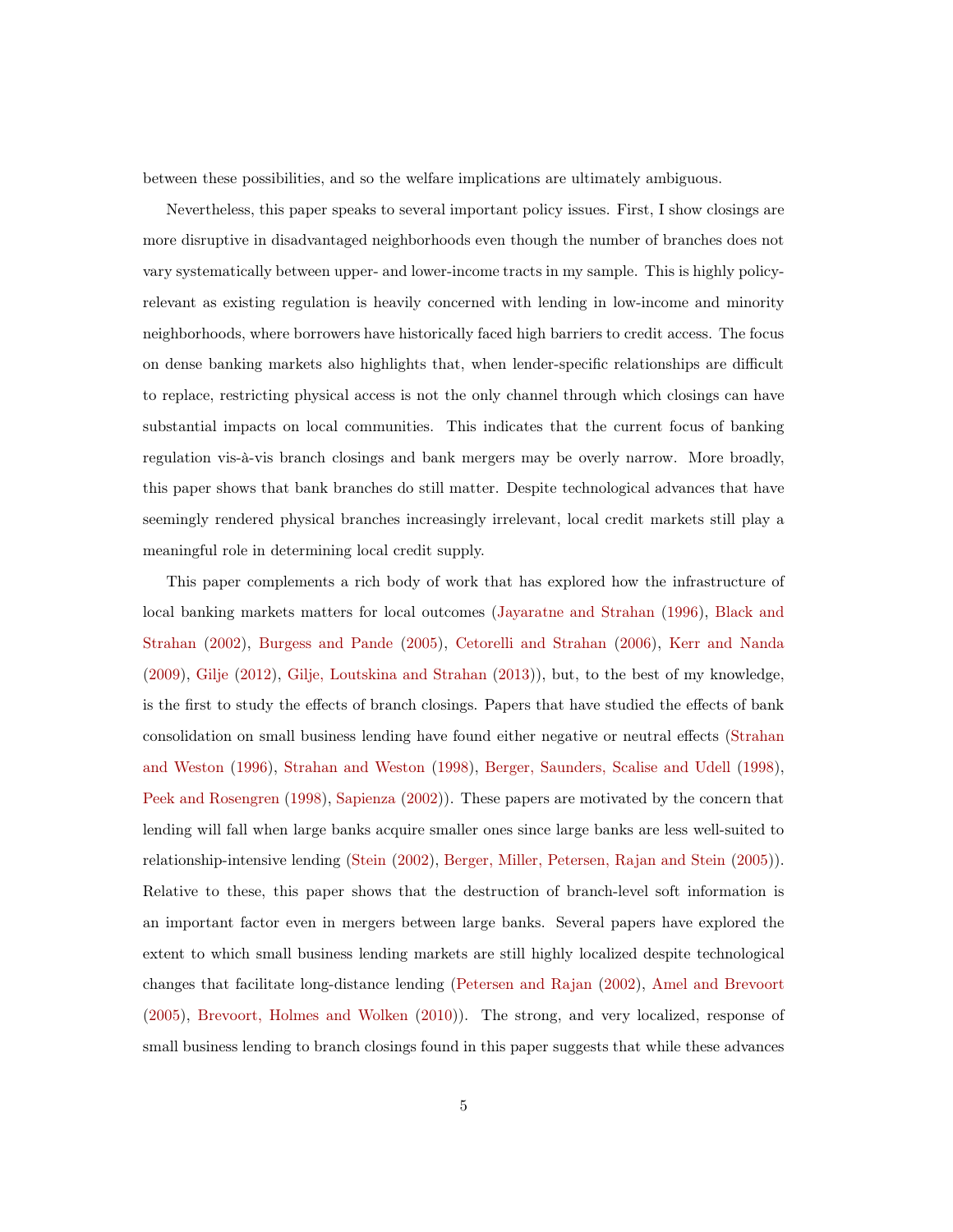between these possibilities, and so the welfare implications are ultimately ambiguous.

Nevertheless, this paper speaks to several important policy issues. First, I show closings are more disruptive in disadvantaged neighborhoods even though the number of branches does not vary systematically between upper- and lower-income tracts in my sample. This is highly policy-relevant as existing regulation is heavily concerned with lending in low-income and minority neighborhoods, where borrowers have historically faced high barriers to credit access. The focus on dense banking markets also highlights that, when lender-specific relationships are difficult to replace, restricting physical access is not the only channel through which closings can have substantial impacts on local communities. This indicates that the current focus of banking regulation vis-à-vis branch closings and bank mergers may be overly narrow. More broadly, this paper shows that bank branches do still matter. Despite technological advances that have seemingly rendered physical branches increasingly irrelevant, local credit markets still play a meaningful role in determining local credit supply.

This paper complements a rich body of work that has explored how the infrastructure of local banking markets matters for local outcomes (Jayaratne and Strahan (1996), Black and Strahan (2002), Burgess and Pande (2005), Cetorelli and Strahan (2006), Kerr and Nanda (2009), Gilje (2012), Gilje, Loutskina and Strahan (2013)), but, to the best of my knowledge, is the first to study the effects of branch closings. Papers that have studied the effects of bank consolidation on small business lending have found either negative or neutral effects (Strahan and Weston (1996), Strahan and Weston (1998), Berger, Saunders, Scalise and Udell (1998), Peek and Rosengren (1998), Sapienza (2002)). These papers are motivated by the concern that lending will fall when large banks acquire smaller ones since large banks are less well-suited to relationship-intensive lending (Stein (2002), Berger, Miller, Petersen, Rajan and Stein (2005)). Relative to these, this paper shows that the destruction of branch-level soft information is an important factor even in mergers between large banks. Several papers have explored the extent to which small business lending markets are still highly localized despite technological changes that facilitate long-distance lending (Petersen and Rajan (2002), Amel and Brevoort (2005), Brevoort, Holmes and Wolken (2010)). The strong, and very localized, response of small business lending to branch closings found in this paper suggests that while these advances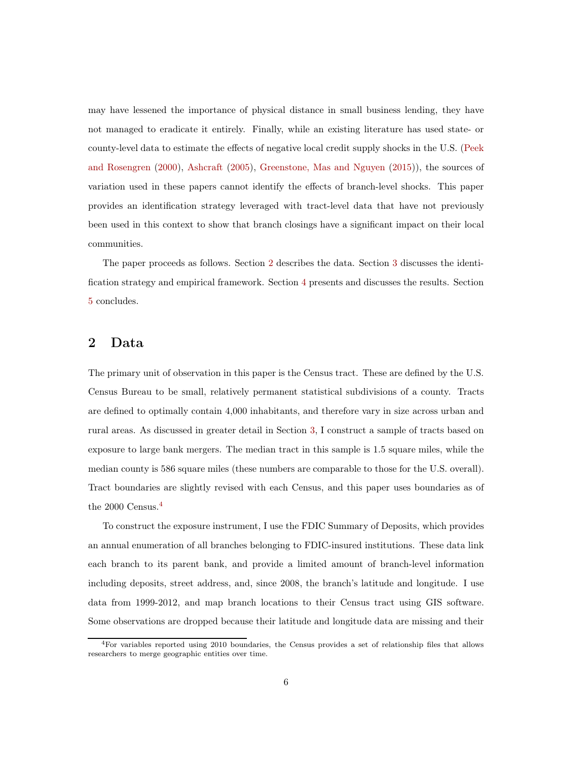may have lessened the importance of physical distance in small business lending, they have not managed to eradicate it entirely. Finally, while an existing literature has used state- or county-level data to estimate the effects of negative local credit supply shocks in the U.S. (Peek and Rosengren (2000), Ashcraft (2005), Greenstone, Mas and Nguyen (2015)), the sources of variation used in these papers cannot identify the effects of branch-level shocks. This paper provides an identification strategy leveraged with tract-level data that have not previously been used in this context to show that branch closings have a significant impact on their local communities.

The paper proceeds as follows. Section 2 describes the data. Section 3 discusses the identification strategy and empirical framework. Section 4 presents and discusses the results. Section 5 concludes.

## 2 Data

The primary unit of observation in this paper is the Census tract. These are defined by the U.S. Census Bureau to be small, relatively permanent statistical subdivisions of a county. Tracts are defined to optimally contain 4,000 inhabitants, and therefore vary in size across urban and rural areas. As discussed in greater detail in Section 3, I construct a sample of tracts based on exposure to large bank mergers. The median tract in this sample is 1.5 square miles, while the median county is 586 square miles (these numbers are comparable to those for the U.S. overall). Tract boundaries are slightly revised with each Census, and this paper uses boundaries as of the 2000 Census.[4]

To construct the exposure instrument, I use the FDIC Summary of Deposits, which provides an annual enumeration of all branches belonging to FDIC-insured institutions. These data link each branch to its parent bank, and provide a limited amount of branch-level information including deposits, street address, and, since 2008, the branch's latitude and longitude. I use data from 1999-2012, and map branch locations to their Census tract using GIS software. Some observations are dropped because their latitude and longitude data are missing and their

[4]For variables reported using 2010 boundaries, the Census provides a set of relationship files that allows researchers to merge geographic entities over time.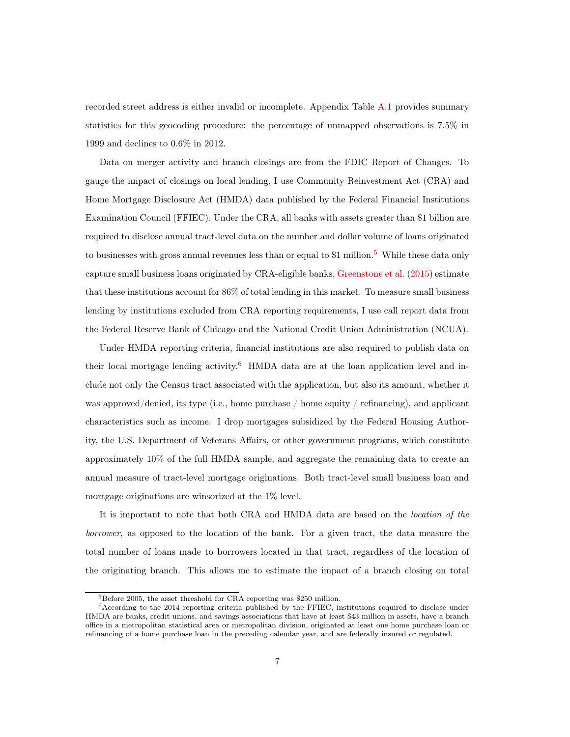recorded street address is either invalid or incomplete. Appendix Table A.1 provides summary statistics for this geocoding procedure: the percentage of unmapped observations is 7.5% in 1999 and declines to 0.6% in 2012.

Data on merger activity and branch closings are from the FDIC Report of Changes. To gauge the impact of closings on local lending, I use Community Reinvestment Act (CRA) and Home Mortgage Disclosure Act (HMDA) data published by the Federal Financial Institutions Examination Council (FFIEC). Under the CRA, all banks with assets greater than $1 billion are required to disclose annual tract-level data on the number and dollar volume of loans originated to businesses with gross annual revenues less than or equal to $1 million.[5] While these data only capture small business loans originated by CRA-eligible banks, Greenstone et al. (2015) estimate that these institutions account for 86% of total lending in this market. To measure small business lending by institutions excluded from CRA reporting requirements, I use call report data from the Federal Reserve Bank of Chicago and the National Credit Union Administration (NCUA).

Under HMDA reporting criteria, financial institutions are also required to publish data on their local mortgage lending activity.[6] HMDA data are at the loan application level and include not only the Census tract associated with the application, but also its amount, whether it was approved/denied, its type (i.e., home purchase / home equity / refinancing), and applicant characteristics such as income. I drop mortgages subsidized by the Federal Housing Authority, the U.S. Department of Veterans Affairs, or other government programs, which constitute approximately 10% of the full HMDA sample, and aggregate the remaining data to create an annual measure of tract-level mortgage originations. Both tract-level small business loan and mortgage originations are winsorized at the 1% level.

It is important to note that both CRA and HMDA data are based on the *location of the borrower*, as opposed to the location of the bank. For a given tract, the data measure the total number of loans made to borrowers located in that tract, regardless of the location of the originating branch. This allows me to estimate the impact of a branch closing on total

[5] Before 2005, the asset threshold for CRA reporting was $250 million.

[6] According to the 2014 reporting criteria published by the FFIEC, institutions required to disclose under HMDA are banks, credit unions, and savings associations that have at least $43 million in assets, have a branch office in a metropolitan statistical area or metropolitan division, originated at least one home purchase loan or refinancing of a home purchase loan in the preceding calendar year, and are federally insured or regulated.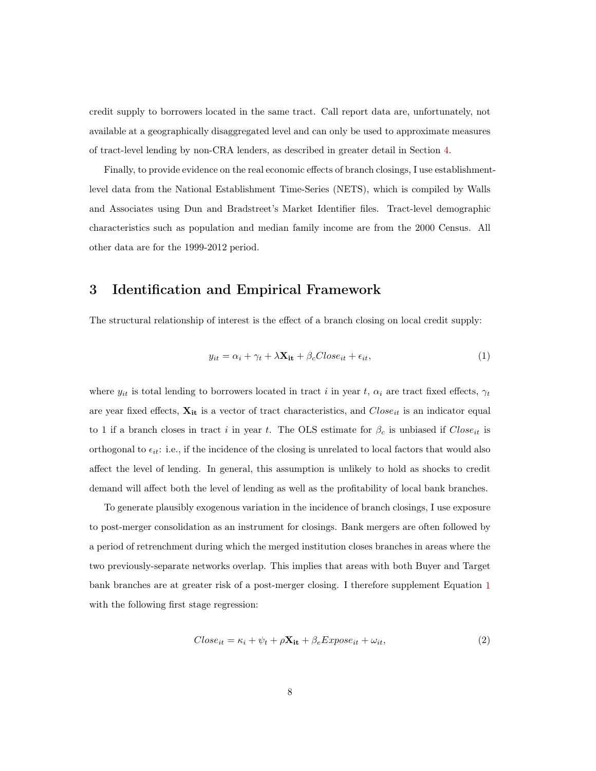credit supply to borrowers located in the same tract. Call report data are, unfortunately, not available at a geographically disaggregated level and can only be used to approximate measures of tract-level lending by non-CRA lenders, as described in greater detail in Section 4.

Finally, to provide evidence on the real economic effects of branch closings, I use establishment-level data from the National Establishment Time-Series (NETS), which is compiled by Walls and Associates using Dun and Bradstreet's Market Identifier files. Tract-level demographic characteristics such as population and median family income are from the 2000 Census. All other data are for the 1999-2012 period.

# 3 Identification and Empirical Framework

The structural relationship of interest is the effect of a branch closing on local credit supply:

$$y_{it} = \alpha_i + \gamma_t + \lambda \mathbf{X_{it}} + \beta_c Close_{it} + \epsilon_{it}, \tag{1}$$

where $y_{it}$ is total lending to borrowers located in tract $i$ in year $t$, $\alpha_i$ are tract fixed effects, $\gamma_t$ are year fixed effects, $\mathbf{X_{it}}$ is a vector of tract characteristics, and $Close_{it}$ is an indicator equal to 1 if a branch closes in tract $i$ in year $t$. The OLS estimate for $\beta_c$ is unbiased if $Close_{it}$ is orthogonal to $\epsilon_{it}$: i.e., if the incidence of the closing is unrelated to local factors that would also affect the level of lending. In general, this assumption is unlikely to hold as shocks to credit demand will affect both the level of lending as well as the profitability of local bank branches.

To generate plausibly exogenous variation in the incidence of branch closings, I use exposure to post-merger consolidation as an instrument for closings. Bank mergers are often followed by a period of retrenchment during which the merged institution closes branches in areas where the two previously-separate networks overlap. This implies that areas with both Buyer and Target bank branches are at greater risk of a post-merger closing. I therefore supplement Equation 1 with the following first stage regression:

$$Close_{it} = \kappa_i + \psi_t + \rho \mathbf{X_{it}} + \beta_e Expose_{it} + \omega_{it}, \tag{2}$$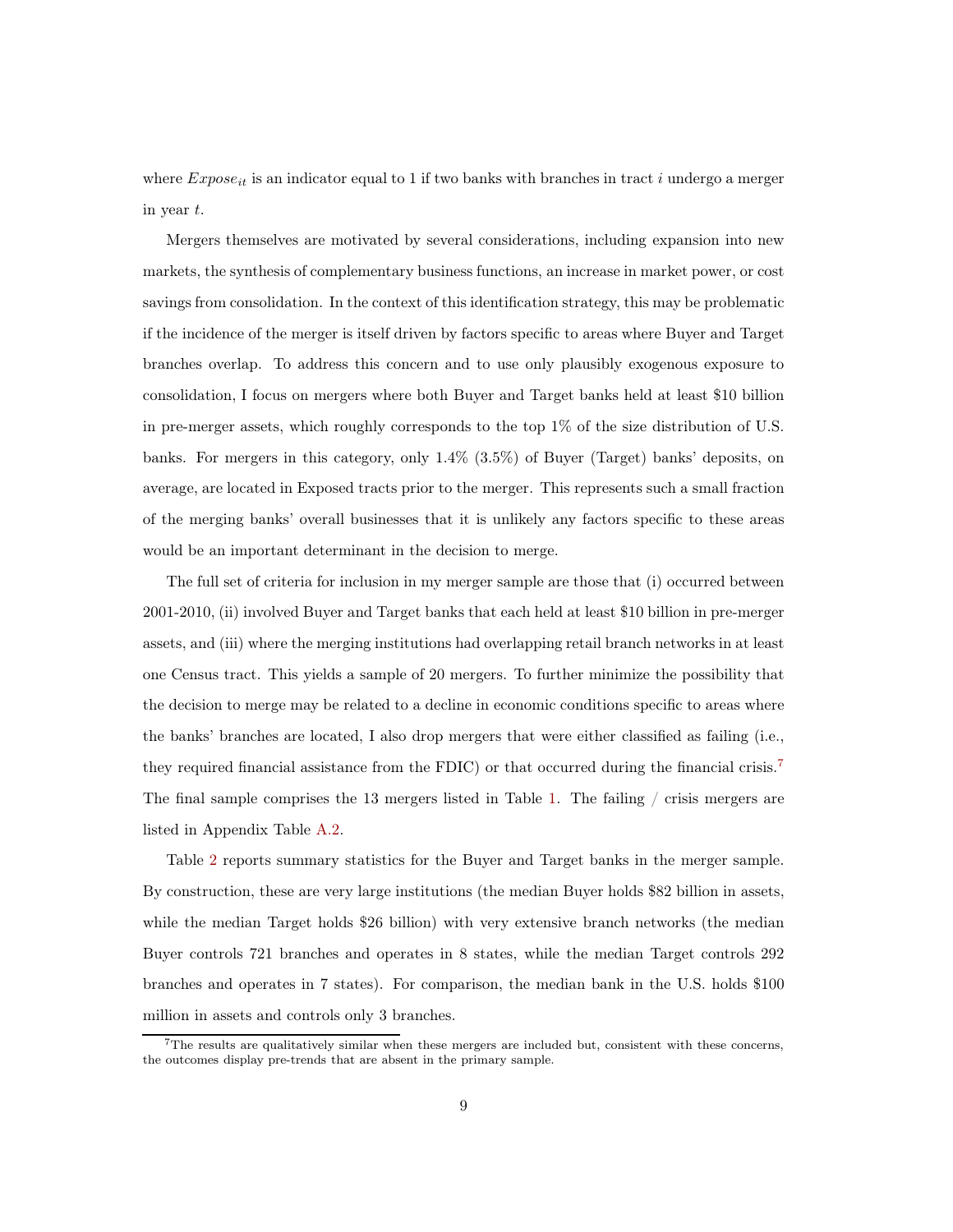where $Expose_{it}$ is an indicator equal to 1 if two banks with branches in tract $i$ undergo a merger in year $t$.

Mergers themselves are motivated by several considerations, including expansion into new markets, the synthesis of complementary business functions, an increase in market power, or cost savings from consolidation. In the context of this identification strategy, this may be problematic if the incidence of the merger is itself driven by factors specific to areas where Buyer and Target branches overlap. To address this concern and to use only plausibly exogenous exposure to consolidation, I focus on mergers where both Buyer and Target banks held at least \$10 billion in pre-merger assets, which roughly corresponds to the top 1% of the size distribution of U.S. banks. For mergers in this category, only 1.4% (3.5%) of Buyer (Target) banks' deposits, on average, are located in Exposed tracts prior to the merger. This represents such a small fraction of the merging banks' overall businesses that it is unlikely any factors specific to these areas would be an important determinant in the decision to merge.

The full set of criteria for inclusion in my merger sample are those that (i) occurred between 2001-2010, (ii) involved Buyer and Target banks that each held at least \$10 billion in pre-merger assets, and (iii) where the merging institutions had overlapping retail branch networks in at least one Census tract. This yields a sample of 20 mergers. To further minimize the possibility that the decision to merge may be related to a decline in economic conditions specific to areas where the banks' branches are located, I also drop mergers that were either classified as failing (i.e., they required financial assistance from the FDIC) or that occurred during the financial crisis.[7] The final sample comprises the 13 mergers listed in Table 1. The failing / crisis mergers are listed in Appendix Table A.2.

Table 2 reports summary statistics for the Buyer and Target banks in the merger sample. By construction, these are very large institutions (the median Buyer holds \$82 billion in assets, while the median Target holds \$26 billion) with very extensive branch networks (the median Buyer controls 721 branches and operates in 8 states, while the median Target controls 292 branches and operates in 7 states). For comparison, the median bank in the U.S. holds \$100 million in assets and controls only 3 branches.

[7] The results are qualitatively similar when these mergers are included but, consistent with these concerns, the outcomes display pre-trends that are absent in the primary sample.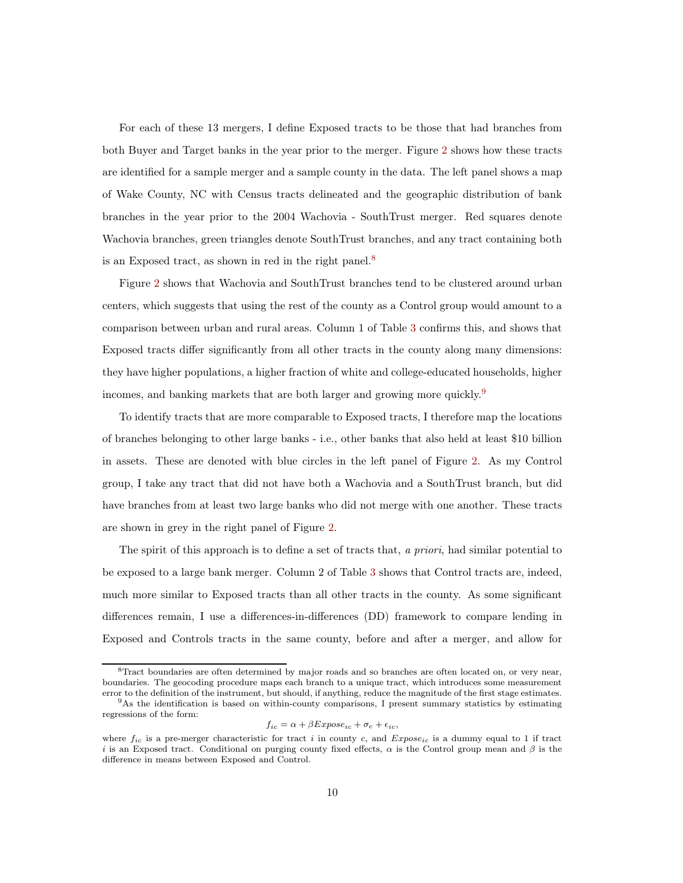For each of these 13 mergers, I define Exposed tracts to be those that had branches from both Buyer and Target banks in the year prior to the merger. Figure 2 shows how these tracts are identified for a sample merger and a sample county in the data. The left panel shows a map of Wake County, NC with Census tracts delineated and the geographic distribution of bank branches in the year prior to the 2004 Wachovia - SouthTrust merger. Red squares denote Wachovia branches, green triangles denote SouthTrust branches, and any tract containing both is an Exposed tract, as shown in red in the right panel.[8]

Figure 2 shows that Wachovia and SouthTrust branches tend to be clustered around urban centers, which suggests that using the rest of the county as a Control group would amount to a comparison between urban and rural areas. Column 1 of Table 3 confirms this, and shows that Exposed tracts differ significantly from all other tracts in the county along many dimensions: they have higher populations, a higher fraction of white and college-educated households, higher incomes, and banking markets that are both larger and growing more quickly.[9]

To identify tracts that are more comparable to Exposed tracts, I therefore map the locations of branches belonging to other large banks - i.e., other banks that also held at least \$10 billion in assets. These are denoted with blue circles in the left panel of Figure 2. As my Control group, I take any tract that did not have both a Wachovia and a SouthTrust branch, but did have branches from at least two large banks who did not merge with one another. These tracts are shown in grey in the right panel of Figure 2.

The spirit of this approach is to define a set of tracts that, *a priori*, had similar potential to be exposed to a large bank merger. Column 2 of Table 3 shows that Control tracts are, indeed, much more similar to Exposed tracts than all other tracts in the county. As some significant differences remain, I use a differences-in-differences (DD) framework to compare lending in Exposed and Controls tracts in the same county, before and after a merger, and allow for

---

[8] Tract boundaries are often determined by major roads and so branches are often located on, or very near, boundaries. The geocoding procedure maps each branch to a unique tract, which introduces some measurement error to the definition of the instrument, but should, if anything, reduce the magnitude of the first stage estimates.

[9] As the identification is based on within-county comparisons, I present summary statistics by estimating regressions of the form:

$$f_{ic} = \alpha + \beta Expose_{ic} + \sigma_c + \epsilon_{ic},$$

where $f_{ic}$ is a pre-merger characteristic for tract $i$ in county $c$, and $Expose_{ic}$ is a dummy equal to 1 if tract $i$ is an Exposed tract. Conditional on purging county fixed effects, $\alpha$ is the Control group mean and $\beta$ is the difference in means between Exposed and Control.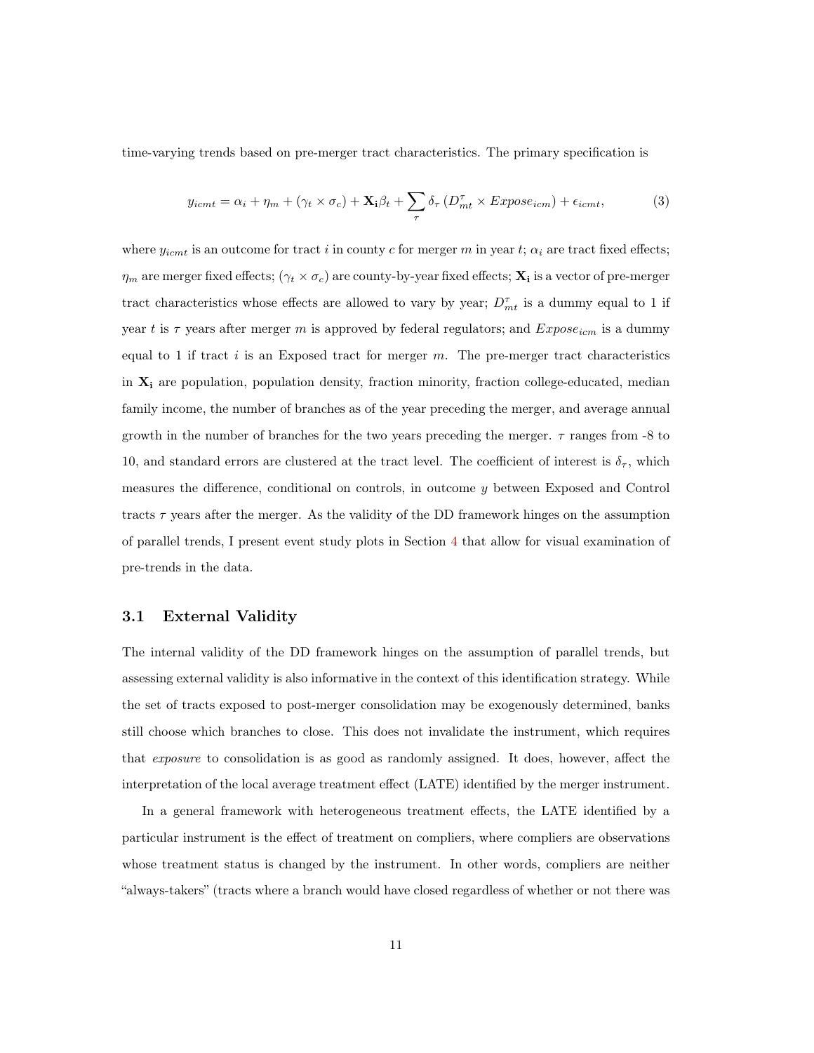time-varying trends based on pre-merger tract characteristics. The primary specification is

$$y_{icmt} = \alpha_i + \eta_m + (\gamma_t \times \sigma_c) + \mathbf{X_i}\beta_t + \sum_{\tau} \delta_\tau \left( D^{\tau}_{mt} \times Expose_{icm} \right) + \epsilon_{icmt}, \tag{3}$$

where $y_{icmt}$ is an outcome for tract $i$ in county $c$ for merger $m$ in year $t$; $\alpha_i$ are tract fixed effects; $\eta_m$ are merger fixed effects; $(\gamma_t \times \sigma_c)$ are county-by-year fixed effects; $\mathbf{X_i}$ is a vector of pre-merger tract characteristics whose effects are allowed to vary by year; $D^{\tau}_{mt}$ is a dummy equal to 1 if year $t$ is $\tau$ years after merger $m$ is approved by federal regulators; and $Expose_{icm}$ is a dummy equal to 1 if tract $i$ is an Exposed tract for merger $m$. The pre-merger tract characteristics in $\mathbf{X_i}$ are population, population density, fraction minority, fraction college-educated, median family income, the number of branches as of the year preceding the merger, and average annual growth in the number of branches for the two years preceding the merger. $\tau$ ranges from -8 to 10, and standard errors are clustered at the tract level. The coefficient of interest is $\delta_\tau$, which measures the difference, conditional on controls, in outcome $y$ between Exposed and Control tracts $\tau$ years after the merger. As the validity of the DD framework hinges on the assumption of parallel trends, I present event study plots in Section 4 that allow for visual examination of pre-trends in the data.

### 3.1 External Validity

The internal validity of the DD framework hinges on the assumption of parallel trends, but assessing external validity is also informative in the context of this identification strategy. While the set of tracts exposed to post-merger consolidation may be exogenously determined, banks still choose which branches to close. This does not invalidate the instrument, which requires that *exposure* to consolidation is as good as randomly assigned. It does, however, affect the interpretation of the local average treatment effect (LATE) identified by the merger instrument.

In a general framework with heterogeneous treatment effects, the LATE identified by a particular instrument is the effect of treatment on compliers, where compliers are observations whose treatment status is changed by the instrument. In other words, compliers are neither "always-takers" (tracts where a branch would have closed regardless of whether or not there was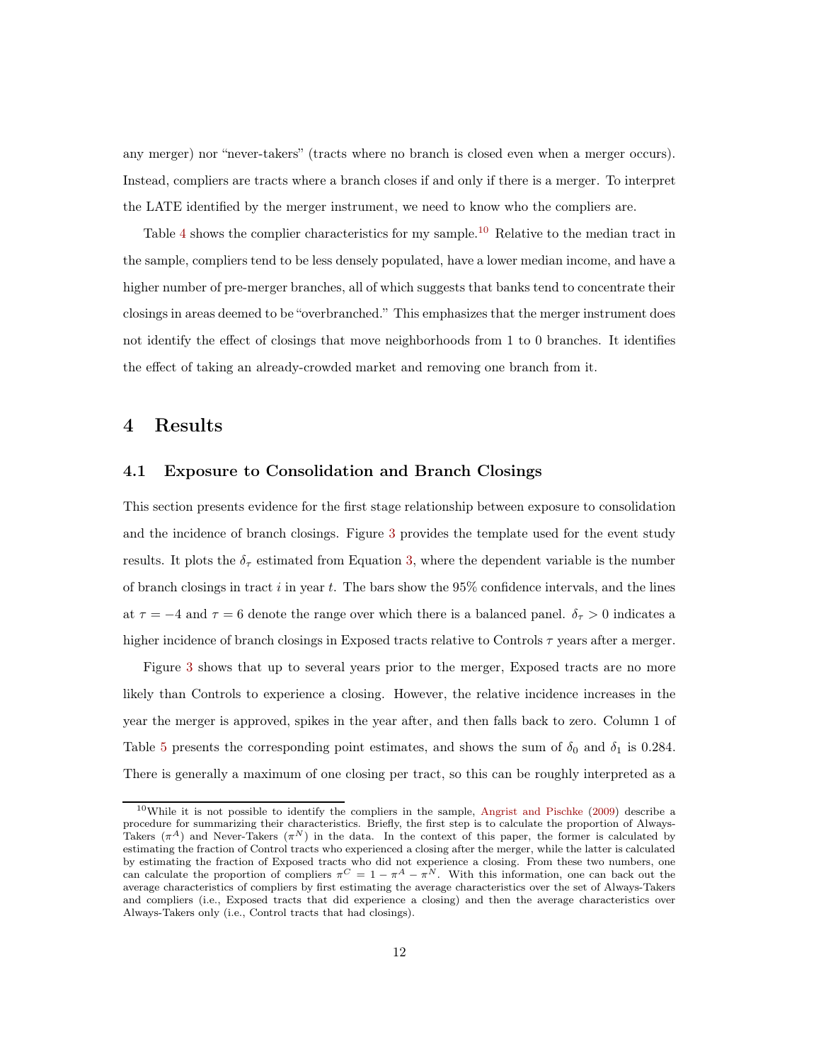any merger) nor "never-takers" (tracts where no branch is closed even when a merger occurs). Instead, compliers are tracts where a branch closes if and only if there is a merger. To interpret the LATE identified by the merger instrument, we need to know who the compliers are.

Table 4 shows the complier characteristics for my sample.[10] Relative to the median tract in the sample, compliers tend to be less densely populated, have a lower median income, and have a higher number of pre-merger branches, all of which suggests that banks tend to concentrate their closings in areas deemed to be "overbranched." This emphasizes that the merger instrument does not identify the effect of closings that move neighborhoods from 1 to 0 branches. It identifies the effect of taking an already-crowded market and removing one branch from it.

# 4 Results

## 4.1 Exposure to Consolidation and Branch Closings

This section presents evidence for the first stage relationship between exposure to consolidation and the incidence of branch closings. Figure 3 provides the template used for the event study results. It plots the $\delta_\tau$ estimated from Equation 3, where the dependent variable is the number of branch closings in tract $i$ in year $t$. The bars show the 95% confidence intervals, and the lines at $\tau = -4$ and $\tau = 6$ denote the range over which there is a balanced panel. $\delta_\tau > 0$ indicates a higher incidence of branch closings in Exposed tracts relative to Controls $\tau$ years after a merger.

Figure 3 shows that up to several years prior to the merger, Exposed tracts are no more likely than Controls to experience a closing. However, the relative incidence increases in the year the merger is approved, spikes in the year after, and then falls back to zero. Column 1 of Table 5 presents the corresponding point estimates, and shows the sum of $\delta_0$ and $\delta_1$ is 0.284. There is generally a maximum of one closing per tract, so this can be roughly interpreted as a

[10] While it is not possible to identify the compliers in the sample, Angrist and Pischke (2009) describe a procedure for summarizing their characteristics. Briefly, the first step is to calculate the proportion of Always-Takers ($\pi^A$) and Never-Takers ($\pi^N$) in the data. In the context of this paper, the former is calculated by estimating the fraction of Control tracts who experienced a closing after the merger, while the latter is calculated by estimating the fraction of Exposed tracts who did not experience a closing. From these two numbers, one can calculate the proportion of compliers $\pi^C = 1 - \pi^A - \pi^N$. With this information, one can back out the average characteristics of compliers by first estimating the average characteristics over the set of Always-Takers and compliers (i.e., Exposed tracts that did experience a closing) and then the average characteristics over Always-Takers only (i.e., Control tracts that had closings).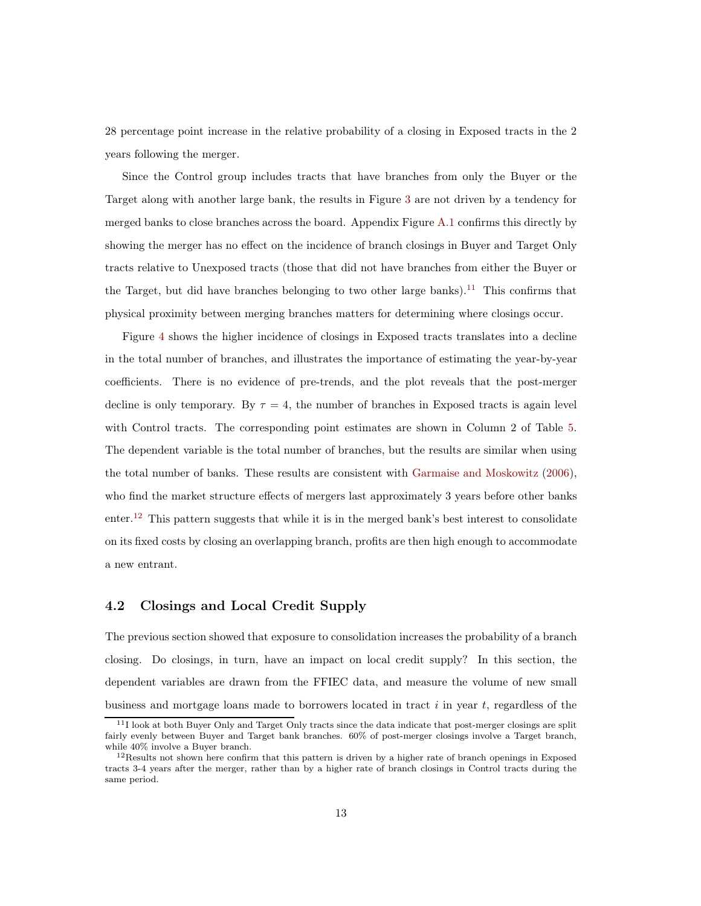28 percentage point increase in the relative probability of a closing in Exposed tracts in the 2 years following the merger.

Since the Control group includes tracts that have branches from only the Buyer or the Target along with another large bank, the results in Figure 3 are not driven by a tendency for merged banks to close branches across the board. Appendix Figure A.1 confirms this directly by showing the merger has no effect on the incidence of branch closings in Buyer and Target Only tracts relative to Unexposed tracts (those that did not have branches from either the Buyer or the Target, but did have branches belonging to two other large banks).[11] This confirms that physical proximity between merging branches matters for determining where closings occur.

Figure 4 shows the higher incidence of closings in Exposed tracts translates into a decline in the total number of branches, and illustrates the importance of estimating the year-by-year coefficients. There is no evidence of pre-trends, and the plot reveals that the post-merger decline is only temporary. By $\tau = 4$, the number of branches in Exposed tracts is again level with Control tracts. The corresponding point estimates are shown in Column 2 of Table 5. The dependent variable is the total number of branches, but the results are similar when using the total number of banks. These results are consistent with Garmaise and Moskowitz (2006), who find the market structure effects of mergers last approximately 3 years before other banks enter.[12] This pattern suggests that while it is in the merged bank's best interest to consolidate on its fixed costs by closing an overlapping branch, profits are then high enough to accommodate a new entrant.

## 4.2 Closings and Local Credit Supply

The previous section showed that exposure to consolidation increases the probability of a branch closing. Do closings, in turn, have an impact on local credit supply? In this section, the dependent variables are drawn from the FFIEC data, and measure the volume of new small business and mortgage loans made to borrowers located in tract $i$ in year $t$, regardless of the

[11] I look at both Buyer Only and Target Only tracts since the data indicate that post-merger closings are split fairly evenly between Buyer and Target bank branches. 60% of post-merger closings involve a Target branch, while 40% involve a Buyer branch.

[12] Results not shown here confirm that this pattern is driven by a higher rate of branch openings in Exposed tracts 3-4 years after the merger, rather than by a higher rate of branch closings in Control tracts during the same period.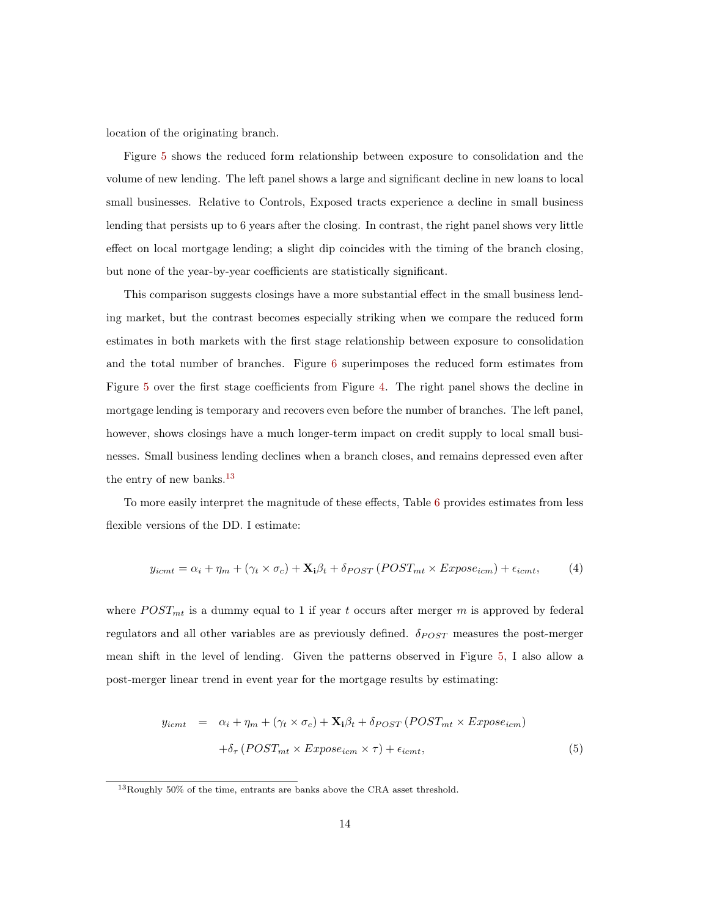location of the originating branch.

Figure 5 shows the reduced form relationship between exposure to consolidation and the volume of new lending. The left panel shows a large and significant decline in new loans to local small businesses. Relative to Controls, Exposed tracts experience a decline in small business lending that persists up to 6 years after the closing. In contrast, the right panel shows very little effect on local mortgage lending; a slight dip coincides with the timing of the branch closing, but none of the year-by-year coefficients are statistically significant.

This comparison suggests closings have a more substantial effect in the small business lending market, but the contrast becomes especially striking when we compare the reduced form estimates in both markets with the first stage relationship between exposure to consolidation and the total number of branches. Figure 6 superimposes the reduced form estimates from Figure 5 over the first stage coefficients from Figure 4. The right panel shows the decline in mortgage lending is temporary and recovers even before the number of branches. The left panel, however, shows closings have a much longer-term impact on credit supply to local small businesses. Small business lending declines when a branch closes, and remains depressed even after the entry of new banks.[13]

To more easily interpret the magnitude of these effects, Table 6 provides estimates from less flexible versions of the DD. I estimate:

$$y_{icmt} = \alpha_i + \eta_m + (\gamma_t \times \sigma_c) + \mathbf{X_i}\beta_t + \delta_{POST}\left(POST_{mt} \times Expose_{icm}\right) + \epsilon_{icmt}, \tag{4}$$

where $POST_{mt}$ is a dummy equal to 1 if year $t$ occurs after merger $m$ is approved by federal regulators and all other variables are as previously defined. $\delta_{POST}$ measures the post-merger mean shift in the level of lending. Given the patterns observed in Figure 5, I also allow a post-merger linear trend in event year for the mortgage results by estimating:

$$\begin{aligned} y_{icmt} \quad &= \quad \alpha_i + \eta_m + (\gamma_t \times \sigma_c) + \mathbf{X_i}\beta_t + \delta_{POST}\left(POST_{mt} \times Expose_{icm}\right) \\ &\quad + \delta_{\tau}\left(POST_{mt} \times Expose_{icm} \times \tau\right) + \epsilon_{icmt}, \end{aligned} \tag{5}$$

[13] Roughly 50% of the time, entrants are banks above the CRA asset threshold.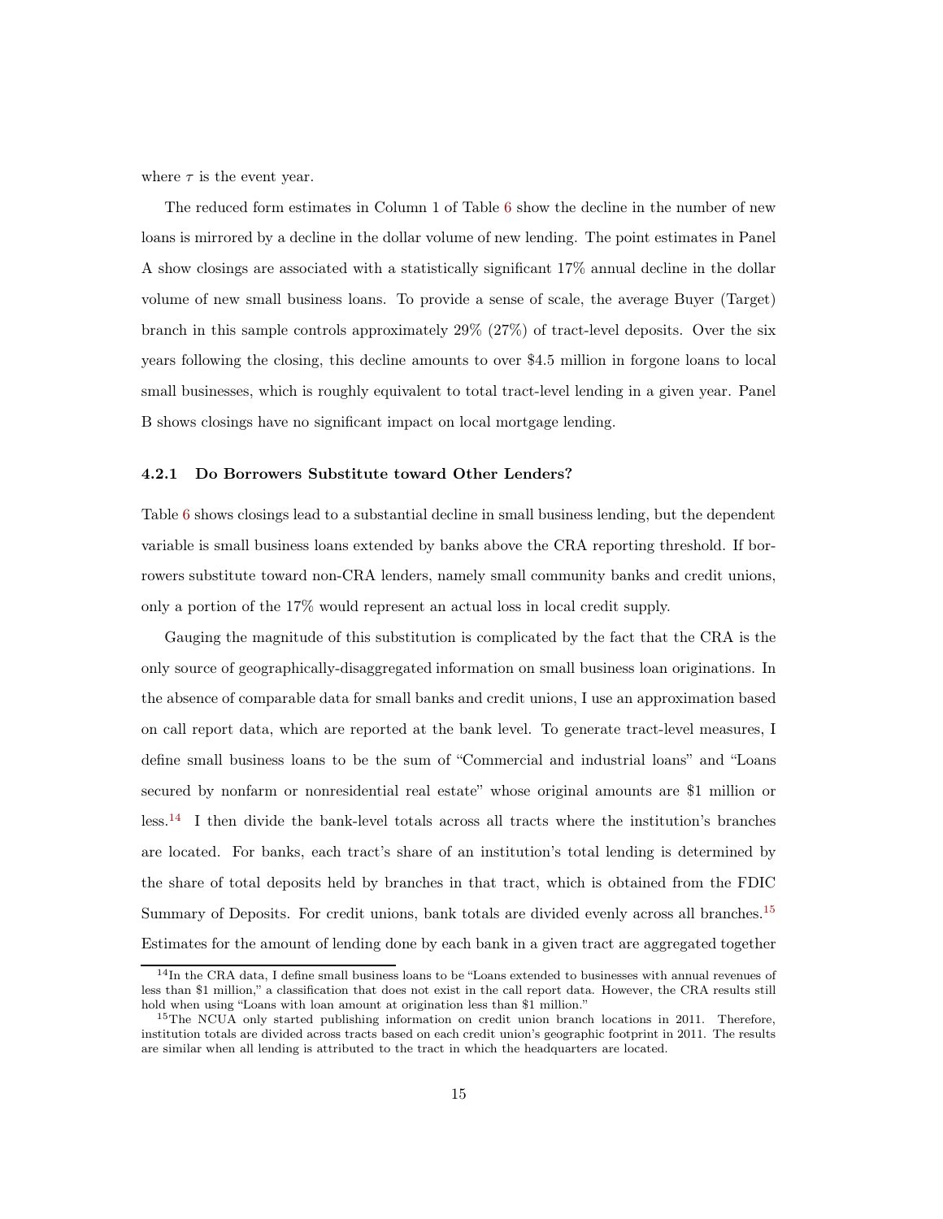where $\tau$ is the event year.

The reduced form estimates in Column 1 of Table 6 show the decline in the number of new loans is mirrored by a decline in the dollar volume of new lending. The point estimates in Panel A show closings are associated with a statistically significant 17% annual decline in the dollar volume of new small business loans. To provide a sense of scale, the average Buyer (Target) branch in this sample controls approximately 29% (27%) of tract-level deposits. Over the six years following the closing, this decline amounts to over \$4.5 million in forgone loans to local small businesses, which is roughly equivalent to total tract-level lending in a given year. Panel B shows closings have no significant impact on local mortgage lending.

#### 4.2.1 Do Borrowers Substitute toward Other Lenders?

Table 6 shows closings lead to a substantial decline in small business lending, but the dependent variable is small business loans extended by banks above the CRA reporting threshold. If borrowers substitute toward non-CRA lenders, namely small community banks and credit unions, only a portion of the 17% would represent an actual loss in local credit supply.

Gauging the magnitude of this substitution is complicated by the fact that the CRA is the only source of geographically-disaggregated information on small business loan originations. In the absence of comparable data for small banks and credit unions, I use an approximation based on call report data, which are reported at the bank level. To generate tract-level measures, I define small business loans to be the sum of "Commercial and industrial loans" and "Loans secured by nonfarm or nonresidential real estate" whose original amounts are \$1 million or less.[14] I then divide the bank-level totals across all tracts where the institution's branches are located. For banks, each tract's share of an institution's total lending is determined by the share of total deposits held by branches in that tract, which is obtained from the FDIC Summary of Deposits. For credit unions, bank totals are divided evenly across all branches.[15] Estimates for the amount of lending done by each bank in a given tract are aggregated together

[14] In the CRA data, I define small business loans to be "Loans extended to businesses with annual revenues of less than \$1 million," a classification that does not exist in the call report data. However, the CRA results still hold when using "Loans with loan amount at origination less than \$1 million."

[15] The NCUA only started publishing information on credit union branch locations in 2011. Therefore, institution totals are divided across tracts based on each credit union's geographic footprint in 2011. The results are similar when all lending is attributed to the tract in which the headquarters are located.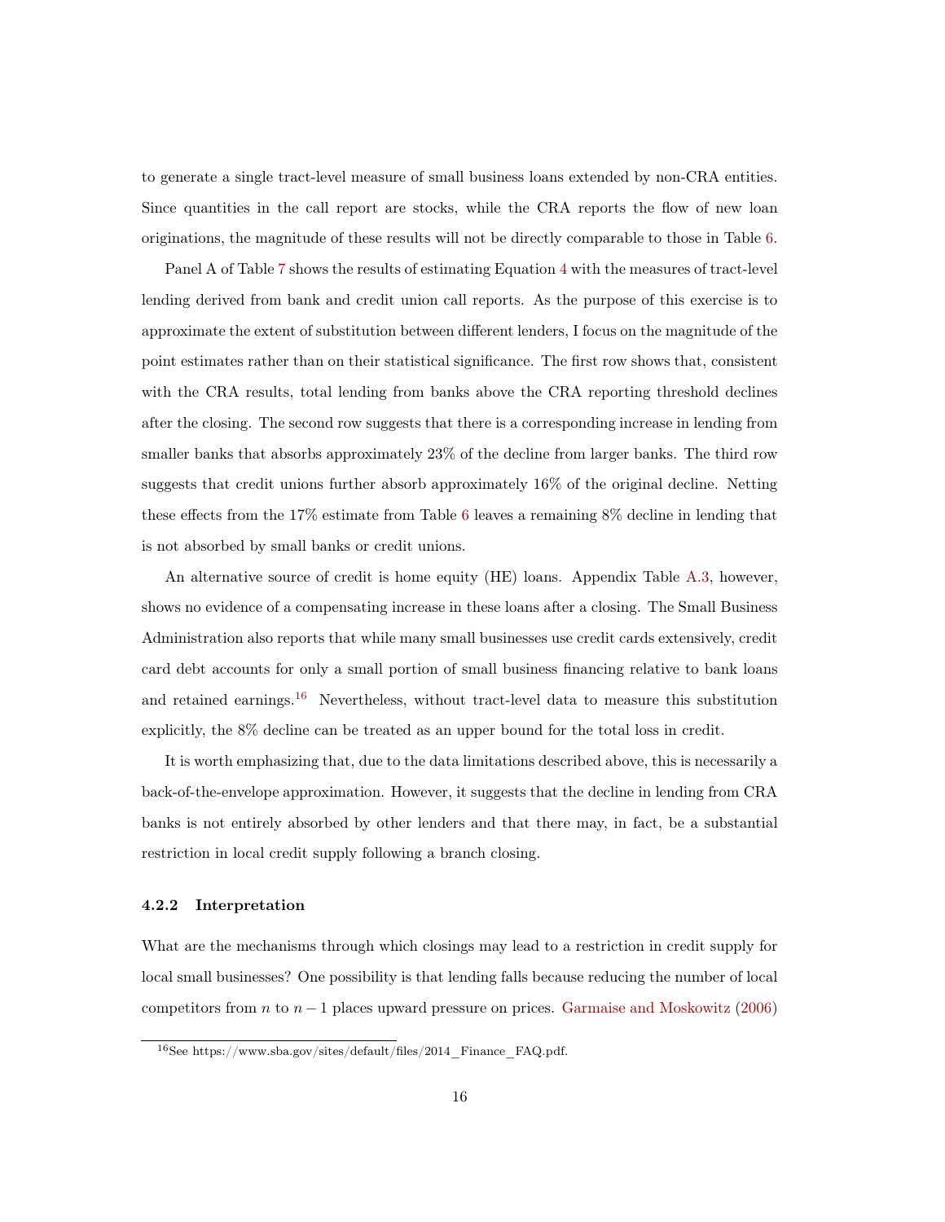to generate a single tract-level measure of small business loans extended by non-CRA entities. Since quantities in the call report are stocks, while the CRA reports the flow of new loan originations, the magnitude of these results will not be directly comparable to those in Table 6.

Panel A of Table 7 shows the results of estimating Equation 4 with the measures of tract-level lending derived from bank and credit union call reports. As the purpose of this exercise is to approximate the extent of substitution between different lenders, I focus on the magnitude of the point estimates rather than on their statistical significance. The first row shows that, consistent with the CRA results, total lending from banks above the CRA reporting threshold declines after the closing. The second row suggests that there is a corresponding increase in lending from smaller banks that absorbs approximately 23% of the decline from larger banks. The third row suggests that credit unions further absorb approximately 16% of the original decline. Netting these effects from the 17% estimate from Table 6 leaves a remaining 8% decline in lending that is not absorbed by small banks or credit unions.

An alternative source of credit is home equity (HE) loans. Appendix Table A.3, however, shows no evidence of a compensating increase in these loans after a closing. The Small Business Administration also reports that while many small businesses use credit cards extensively, credit card debt accounts for only a small portion of small business financing relative to bank loans and retained earnings.[16] Nevertheless, without tract-level data to measure this substitution explicitly, the 8% decline can be treated as an upper bound for the total loss in credit.

It is worth emphasizing that, due to the data limitations described above, this is necessarily a back-of-the-envelope approximation. However, it suggests that the decline in lending from CRA banks is not entirely absorbed by other lenders and that there may, in fact, be a substantial restriction in local credit supply following a branch closing.

#### 4.2.2 Interpretation

What are the mechanisms through which closings may lead to a restriction in credit supply for local small businesses? One possibility is that lending falls because reducing the number of local competitors from $n$ to $n-1$ places upward pressure on prices. Garmaise and Moskowitz (2006)

[16] See https://www.sba.gov/sites/default/files/2014_Finance_FAQ.pdf.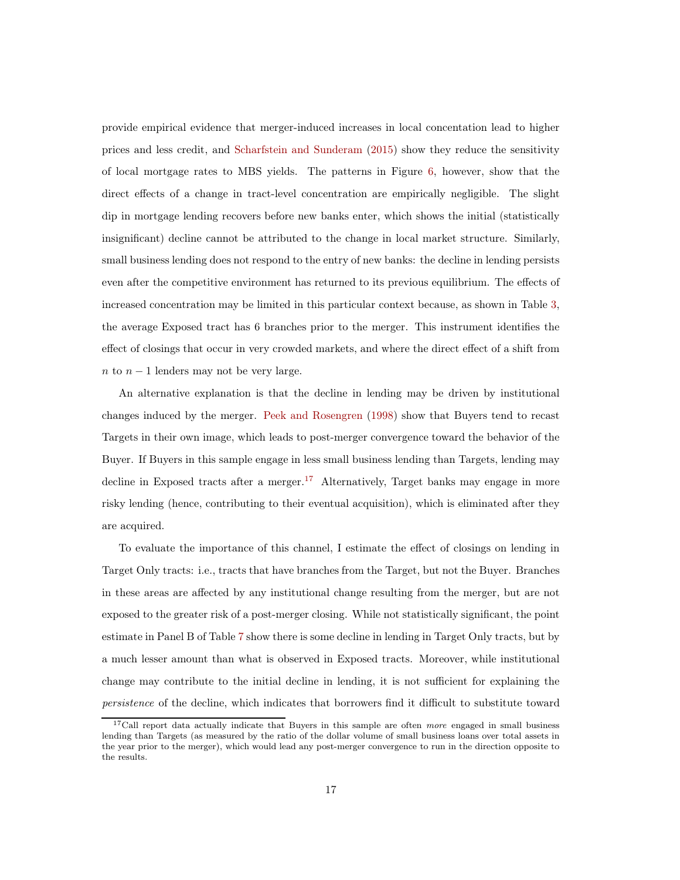provide empirical evidence that merger-induced increases in local concentation lead to higher prices and less credit, and Scharfstein and Sunderam (2015) show they reduce the sensitivity of local mortgage rates to MBS yields. The patterns in Figure 6, however, show that the direct effects of a change in tract-level concentration are empirically negligible. The slight dip in mortgage lending recovers before new banks enter, which shows the initial (statistically insignificant) decline cannot be attributed to the change in local market structure. Similarly, small business lending does not respond to the entry of new banks: the decline in lending persists even after the competitive environment has returned to its previous equilibrium. The effects of increased concentration may be limited in this particular context because, as shown in Table 3, the average Exposed tract has 6 branches prior to the merger. This instrument identifies the effect of closings that occur in very crowded markets, and where the direct effect of a shift from $n$ to $n-1$ lenders may not be very large.

An alternative explanation is that the decline in lending may be driven by institutional changes induced by the merger. Peek and Rosengren (1998) show that Buyers tend to recast Targets in their own image, which leads to post-merger convergence toward the behavior of the Buyer. If Buyers in this sample engage in less small business lending than Targets, lending may decline in Exposed tracts after a merger.[17] Alternatively, Target banks may engage in more risky lending (hence, contributing to their eventual acquisition), which is eliminated after they are acquired.

To evaluate the importance of this channel, I estimate the effect of closings on lending in Target Only tracts: i.e., tracts that have branches from the Target, but not the Buyer. Branches in these areas are affected by any institutional change resulting from the merger, but are not exposed to the greater risk of a post-merger closing. While not statistically significant, the point estimate in Panel B of Table 7 show there is some decline in lending in Target Only tracts, but by a much lesser amount than what is observed in Exposed tracts. Moreover, while institutional change may contribute to the initial decline in lending, it is not sufficient for explaining the *persistence* of the decline, which indicates that borrowers find it difficult to substitute toward

[17] Call report data actually indicate that Buyers in this sample are often *more* engaged in small business lending than Targets (as measured by the ratio of the dollar volume of small business loans over total assets in the year prior to the merger), which would lead any post-merger convergence to run in the direction opposite to the results.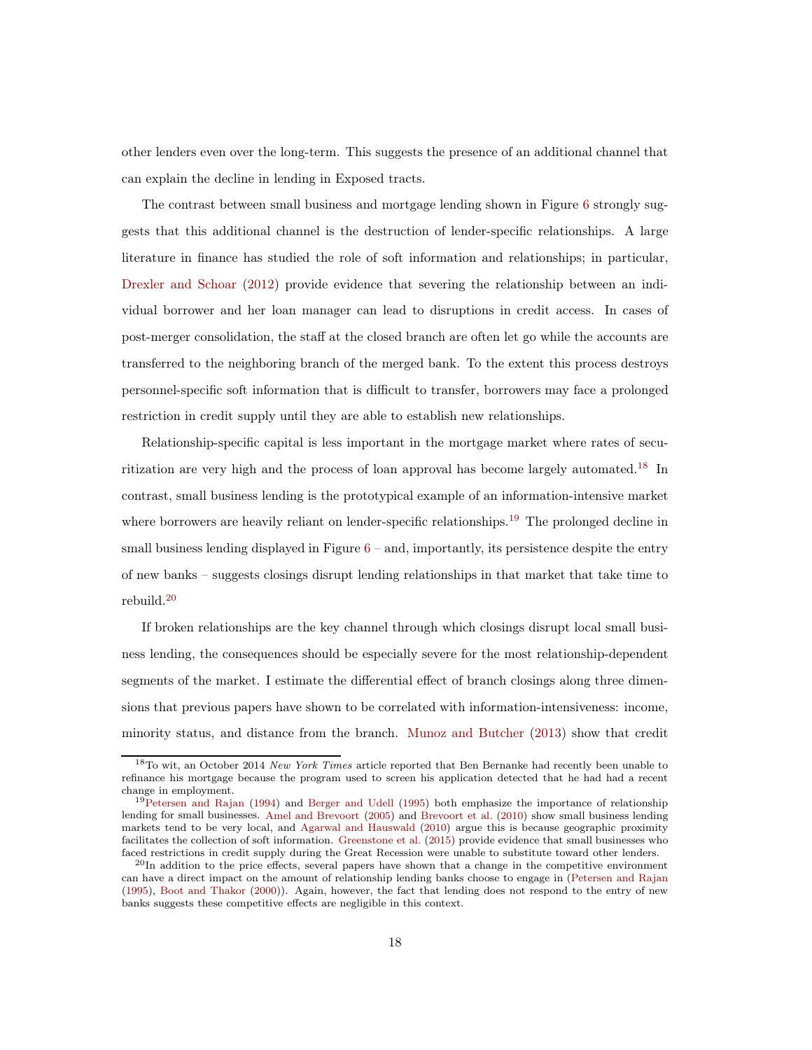other lenders even over the long-term. This suggests the presence of an additional channel that can explain the decline in lending in Exposed tracts.

The contrast between small business and mortgage lending shown in Figure 6 strongly suggests that this additional channel is the destruction of lender-specific relationships. A large literature in finance has studied the role of soft information and relationships; in particular, Drexler and Schoar (2012) provide evidence that severing the relationship between an individual borrower and her loan manager can lead to disruptions in credit access. In cases of post-merger consolidation, the staff at the closed branch are often let go while the accounts are transferred to the neighboring branch of the merged bank. To the extent this process destroys personnel-specific soft information that is difficult to transfer, borrowers may face a prolonged restriction in credit supply until they are able to establish new relationships.

Relationship-specific capital is less important in the mortgage market where rates of securitization are very high and the process of loan approval has become largely automated.[18] In contrast, small business lending is the prototypical example of an information-intensive market where borrowers are heavily reliant on lender-specific relationships.[19] The prolonged decline in small business lending displayed in Figure 6 – and, importantly, its persistence despite the entry of new banks – suggests closings disrupt lending relationships in that market that take time to rebuild.[20]

If broken relationships are the key channel through which closings disrupt local small business lending, the consequences should be especially severe for the most relationship-dependent segments of the market. I estimate the differential effect of branch closings along three dimensions that previous papers have shown to be correlated with information-intensiveness: income, minority status, and distance from the branch. Munoz and Butcher (2013) show that credit

---

[18] To wit, an October 2014 *New York Times* article reported that Ben Bernanke had recently been unable to refinance his mortgage because the program used to screen his application detected that he had had a recent change in employment.

[19] Petersen and Rajan (1994) and Berger and Udell (1995) both emphasize the importance of relationship lending for small businesses. Amel and Brevoort (2005) and Brevoort et al. (2010) show small business lending markets tend to be very local, and Agarwal and Hauswald (2010) argue this is because geographic proximity facilitates the collection of soft information. Greenstone et al. (2015) provide evidence that small businesses who faced restrictions in credit supply during the Great Recession were unable to substitute toward other lenders.

[20] In addition to the price effects, several papers have shown that a change in the competitive environment can have a direct impact on the amount of relationship lending banks choose to engage in (Petersen and Rajan (1995), Boot and Thakor (2000)). Again, however, the fact that lending does not respond to the entry of new banks suggests these competitive effects are negligible in this context.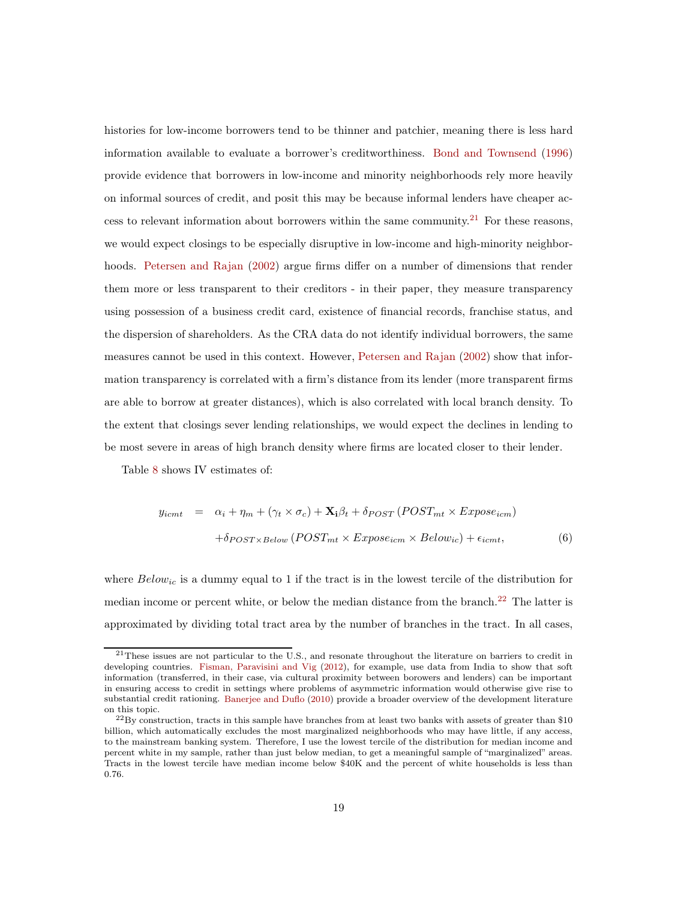histories for low-income borrowers tend to be thinner and patchier, meaning there is less hard information available to evaluate a borrower's creditworthiness. Bond and Townsend (1996) provide evidence that borrowers in low-income and minority neighborhoods rely more heavily on informal sources of credit, and posit this may be because informal lenders have cheaper access to relevant information about borrowers within the same community.[21] For these reasons, we would expect closings to be especially disruptive in low-income and high-minority neighborhoods. Petersen and Rajan (2002) argue firms differ on a number of dimensions that render them more or less transparent to their creditors - in their paper, they measure transparency using possession of a business credit card, existence of financial records, franchise status, and the dispersion of shareholders. As the CRA data do not identify individual borrowers, the same measures cannot be used in this context. However, Petersen and Rajan (2002) show that information transparency is correlated with a firm's distance from its lender (more transparent firms are able to borrow at greater distances), which is also correlated with local branch density. To the extent that closings sever lending relationships, we would expect the declines in lending to be most severe in areas of high branch density where firms are located closer to their lender.

Table 8 shows IV estimates of:

$$
\begin{aligned}
y_{icmt} \quad = \quad & \alpha_i + \eta_m + (\gamma_t \times \sigma_c) + \mathbf{X_i}\beta_t + \delta_{POST}\left(POST_{mt} \times Expose_{icm}\right) \\
& + \delta_{POST \times Below}\left(POST_{mt} \times Expose_{icm} \times Below_{ic}\right) + \epsilon_{icmt}, \qquad (6)
\end{aligned}
$$

where $Below_{ic}$ is a dummy equal to 1 if the tract is in the lowest tercile of the distribution for median income or percent white, or below the median distance from the branch.[22] The latter is approximated by dividing total tract area by the number of branches in the tract. In all cases,

[21] These issues are not particular to the U.S., and resonate throughout the literature on barriers to credit in developing countries. Fisman, Paravisini and Vig (2012), for example, use data from India to show that soft information (transferred, in their case, via cultural proximity between borowers and lenders) can be important in ensuring access to credit in settings where problems of asymmetric information would otherwise give rise to substantial credit rationing. Banerjee and Duflo (2010) provide a broader overview of the development literature on this topic.

[22] By construction, tracts in this sample have branches from at least two banks with assets of greater than $10 billion, which automatically excludes the most marginalized neighborhoods who may have little, if any access, to the mainstream banking system. Therefore, I use the lowest tercile of the distribution for median income and percent white in my sample, rather than just below median, to get a meaningful sample of "marginalized" areas. Tracts in the lowest tercile have median income below $40K and the percent of white households is less than 0.76.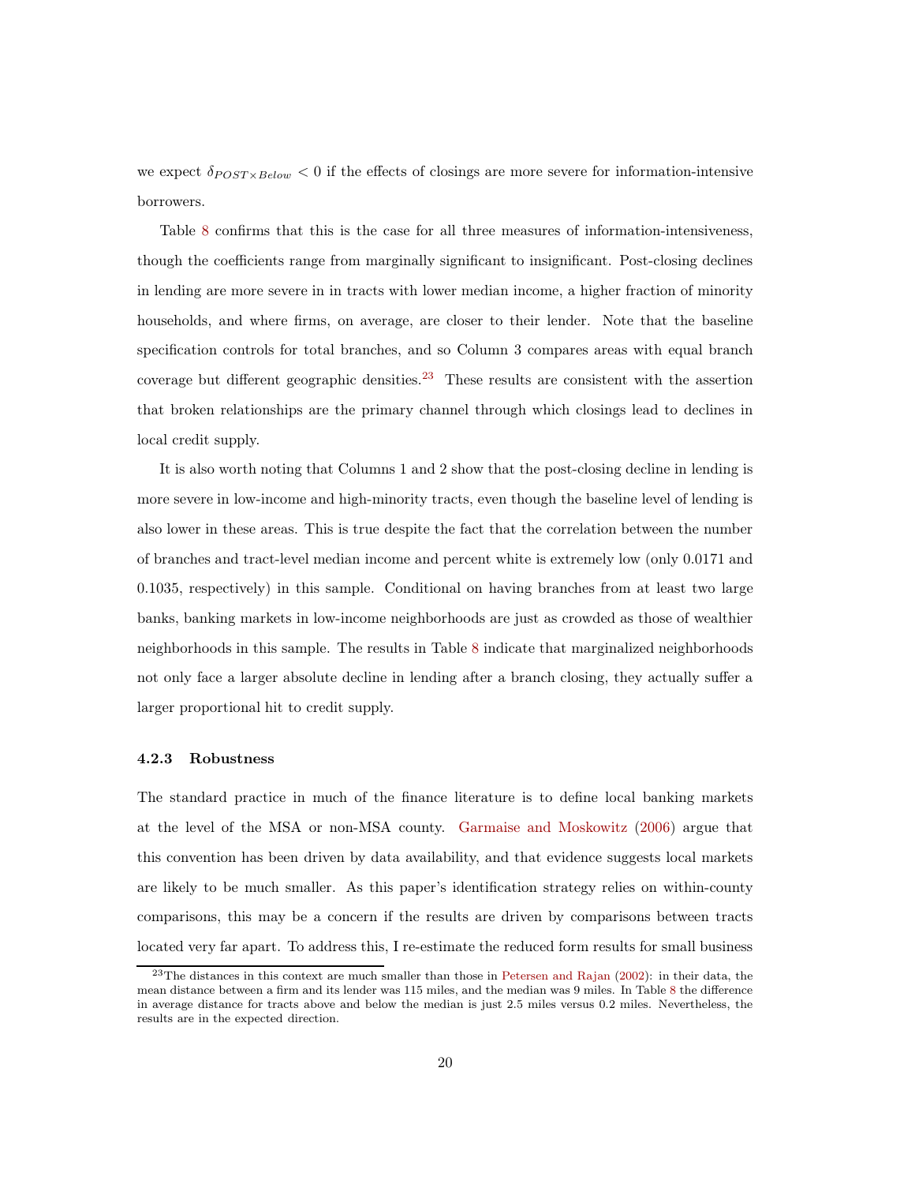we expect $\delta_{POST \times Below} < 0$ if the effects of closings are more severe for information-intensive borrowers.

Table 8 confirms that this is the case for all three measures of information-intensiveness, though the coefficients range from marginally significant to insignificant. Post-closing declines in lending are more severe in in tracts with lower median income, a higher fraction of minority households, and where firms, on average, are closer to their lender. Note that the baseline specification controls for total branches, and so Column 3 compares areas with equal branch coverage but different geographic densities.[23] These results are consistent with the assertion that broken relationships are the primary channel through which closings lead to declines in local credit supply.

It is also worth noting that Columns 1 and 2 show that the post-closing decline in lending is more severe in low-income and high-minority tracts, even though the baseline level of lending is also lower in these areas. This is true despite the fact that the correlation between the number of branches and tract-level median income and percent white is extremely low (only 0.0171 and 0.1035, respectively) in this sample. Conditional on having branches from at least two large banks, banking markets in low-income neighborhoods are just as crowded as those of wealthier neighborhoods in this sample. The results in Table 8 indicate that marginalized neighborhoods not only face a larger absolute decline in lending after a branch closing, they actually suffer a larger proportional hit to credit supply.

### 4.2.3 Robustness

The standard practice in much of the finance literature is to define local banking markets at the level of the MSA or non-MSA county. Garmaise and Moskowitz (2006) argue that this convention has been driven by data availability, and that evidence suggests local markets are likely to be much smaller. As this paper's identification strategy relies on within-county comparisons, this may be a concern if the results are driven by comparisons between tracts located very far apart. To address this, I re-estimate the reduced form results for small business

[23] The distances in this context are much smaller than those in Petersen and Rajan (2002): in their data, the mean distance between a firm and its lender was 115 miles, and the median was 9 miles. In Table 8 the difference in average distance for tracts above and below the median is just 2.5 miles versus 0.2 miles. Nevertheless, the results are in the expected direction.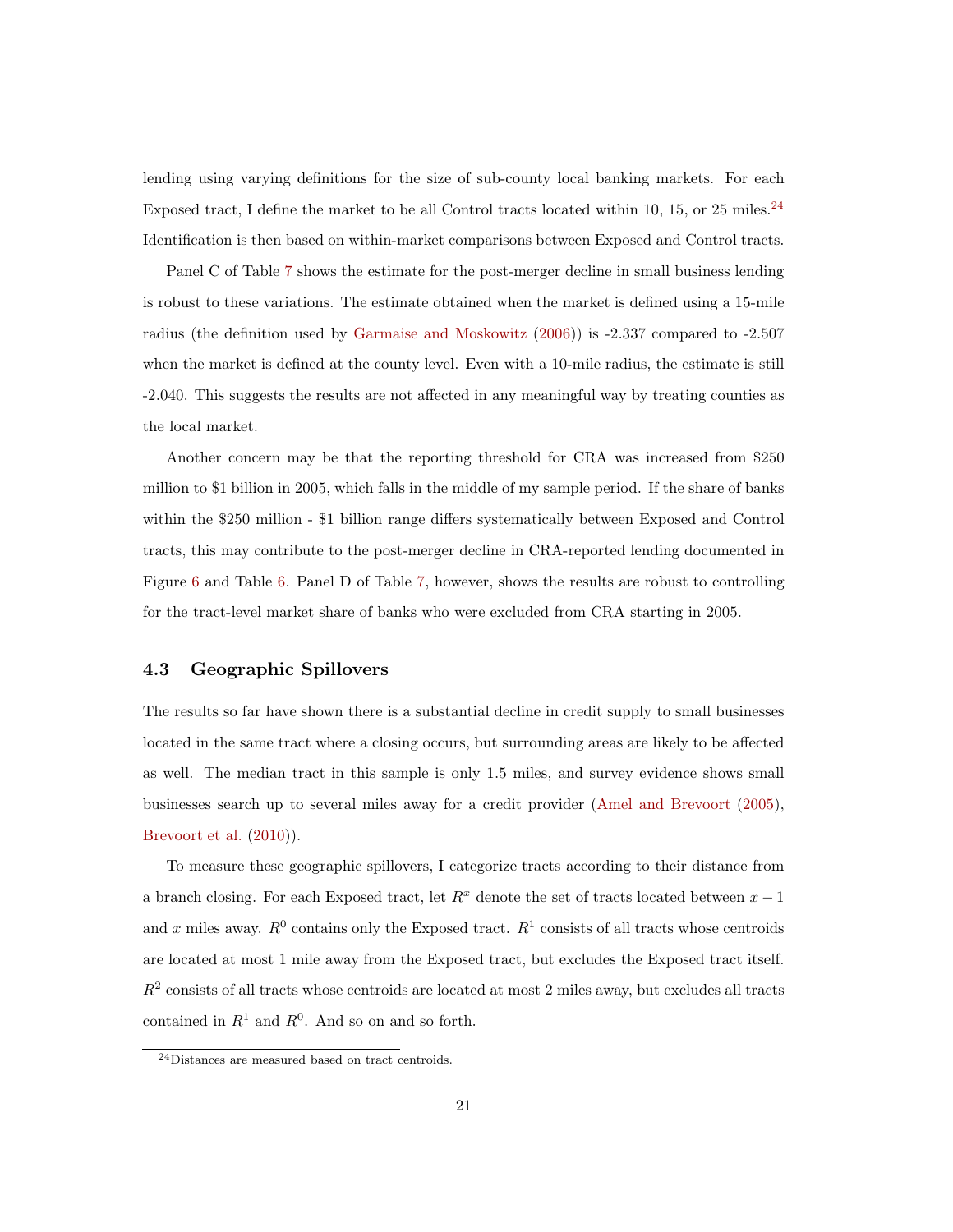lending using varying definitions for the size of sub-county local banking markets. For each Exposed tract, I define the market to be all Control tracts located within 10, 15, or 25 miles.[24] Identification is then based on within-market comparisons between Exposed and Control tracts.

Panel C of Table 7 shows the estimate for the post-merger decline in small business lending is robust to these variations. The estimate obtained when the market is defined using a 15-mile radius (the definition used by Garmaise and Moskowitz (2006)) is -2.337 compared to -2.507 when the market is defined at the county level. Even with a 10-mile radius, the estimate is still -2.040. This suggests the results are not affected in any meaningful way by treating counties as the local market.

Another concern may be that the reporting threshold for CRA was increased from $250 million to $1 billion in 2005, which falls in the middle of my sample period. If the share of banks within the $250 million - $1 billion range differs systematically between Exposed and Control tracts, this may contribute to the post-merger decline in CRA-reported lending documented in Figure 6 and Table 6. Panel D of Table 7, however, shows the results are robust to controlling for the tract-level market share of banks who were excluded from CRA starting in 2005.

### 4.3 Geographic Spillovers

The results so far have shown there is a substantial decline in credit supply to small businesses located in the same tract where a closing occurs, but surrounding areas are likely to be affected as well. The median tract in this sample is only 1.5 miles, and survey evidence shows small businesses search up to several miles away for a credit provider (Amel and Brevoort (2005), Brevoort et al. (2010)).

To measure these geographic spillovers, I categorize tracts according to their distance from a branch closing. For each Exposed tract, let $R^x$ denote the set of tracts located between $x - 1$ and $x$ miles away. $R^0$ contains only the Exposed tract. $R^1$ consists of all tracts whose centroids are located at most 1 mile away from the Exposed tract, but excludes the Exposed tract itself. $R^2$ consists of all tracts whose centroids are located at most 2 miles away, but excludes all tracts contained in $R^1$ and $R^0$. And so on and so forth.

[24] Distances are measured based on tract centroids.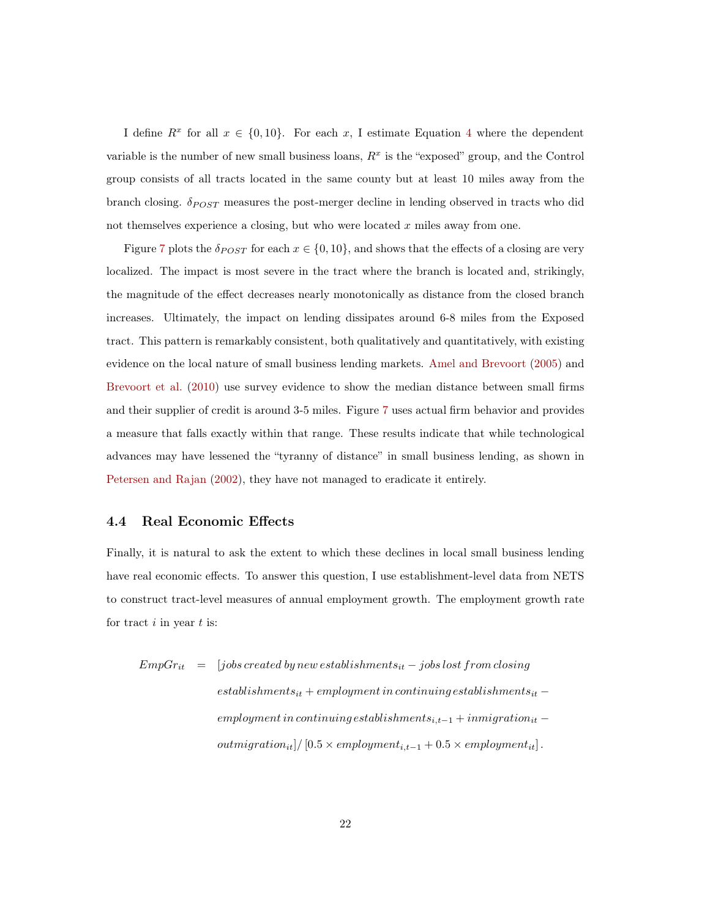I define $R^x$ for all $x \in \{0, 10\}$. For each $x$, I estimate Equation 4 where the dependent variable is the number of new small business loans, $R^x$ is the "exposed" group, and the Control group consists of all tracts located in the same county but at least 10 miles away from the branch closing. $\delta_{POST}$ measures the post-merger decline in lending observed in tracts who did not themselves experience a closing, but who were located $x$ miles away from one.

Figure 7 plots the $\delta_{POST}$ for each $x \in \{0, 10\}$, and shows that the effects of a closing are very localized. The impact is most severe in the tract where the branch is located and, strikingly, the magnitude of the effect decreases nearly monotonically as distance from the closed branch increases. Ultimately, the impact on lending dissipates around 6-8 miles from the Exposed tract. This pattern is remarkably consistent, both qualitatively and quantitatively, with existing evidence on the local nature of small business lending markets. Amel and Brevoort (2005) and Brevoort et al. (2010) use survey evidence to show the median distance between small firms and their supplier of credit is around 3-5 miles. Figure 7 uses actual firm behavior and provides a measure that falls exactly within that range. These results indicate that while technological advances may have lessened the "tyranny of distance" in small business lending, as shown in Petersen and Rajan (2002), they have not managed to eradicate it entirely.

### 4.4 Real Economic Effects

Finally, it is natural to ask the extent to which these declines in local small business lending have real economic effects. To answer this question, I use establishment-level data from NETS to construct tract-level measures of annual employment growth. The employment growth rate for tract $i$ in year $t$ is:

$$
\begin{aligned}
EmpGr_{it} \quad = \quad & [jobs\, created\, by\, new\, establishments_{it} - jobs\, lost\, from\, closing \\
& establishments_{it} + employment\, in\, continuing\, establishments_{it} - \\
& employment\, in\, continuing\, establishments_{i,t-1} + inmigration_{it} - \\
& outmigration_{it}] / \left[0.5 \times employment_{i,t-1} + 0.5 \times employment_{it}\right].
\end{aligned}
$$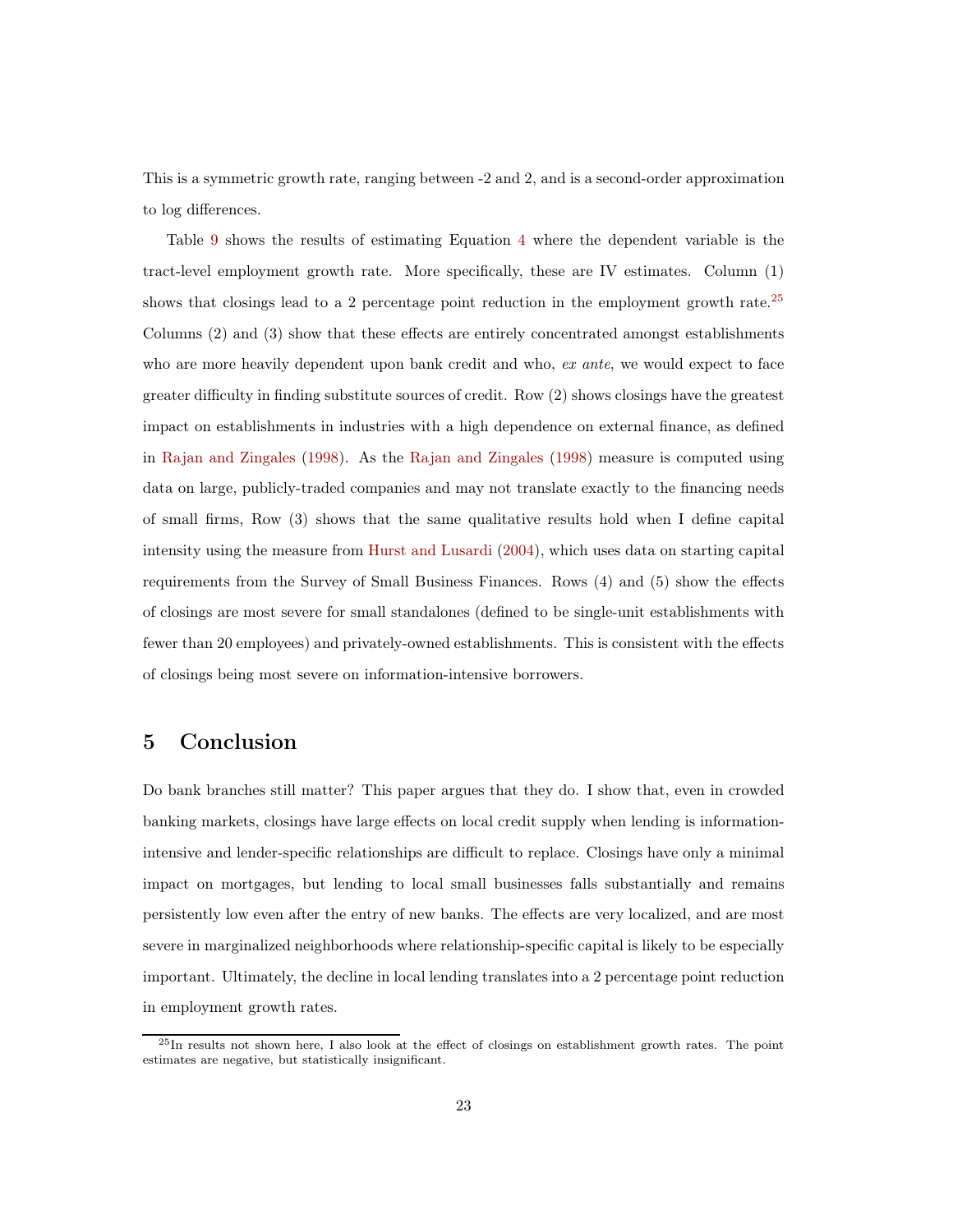This is a symmetric growth rate, ranging between -2 and 2, and is a second-order approximation to log differences.

Table 9 shows the results of estimating Equation 4 where the dependent variable is the tract-level employment growth rate. More specifically, these are IV estimates. Column (1) shows that closings lead to a 2 percentage point reduction in the employment growth rate.[25] Columns (2) and (3) show that these effects are entirely concentrated amongst establishments who are more heavily dependent upon bank credit and who, *ex ante*, we would expect to face greater difficulty in finding substitute sources of credit. Row (2) shows closings have the greatest impact on establishments in industries with a high dependence on external finance, as defined in Rajan and Zingales (1998). As the Rajan and Zingales (1998) measure is computed using data on large, publicly-traded companies and may not translate exactly to the financing needs of small firms, Row (3) shows that the same qualitative results hold when I define capital intensity using the measure from Hurst and Lusardi (2004), which uses data on starting capital requirements from the Survey of Small Business Finances. Rows (4) and (5) show the effects of closings are most severe for small standalones (defined to be single-unit establishments with fewer than 20 employees) and privately-owned establishments. This is consistent with the effects of closings being most severe on information-intensive borrowers.

## 5 Conclusion

Do bank branches still matter? This paper argues that they do. I show that, even in crowded banking markets, closings have large effects on local credit supply when lending is information-intensive and lender-specific relationships are difficult to replace. Closings have only a minimal impact on mortgages, but lending to local small businesses falls substantially and remains persistently low even after the entry of new banks. The effects are very localized, and are most severe in marginalized neighborhoods where relationship-specific capital is likely to be especially important. Ultimately, the decline in local lending translates into a 2 percentage point reduction in employment growth rates.

[25] In results not shown here, I also look at the effect of closings on establishment growth rates. The point estimates are negative, but statistically insignificant.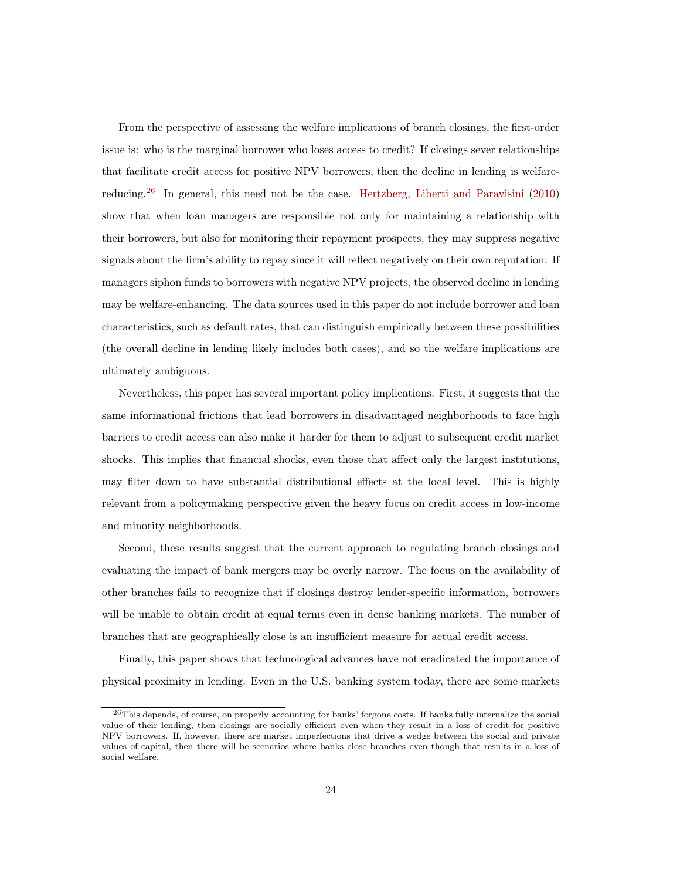From the perspective of assessing the welfare implications of branch closings, the first-order issue is: who is the marginal borrower who loses access to credit? If closings sever relationships that facilitate credit access for positive NPV borrowers, then the decline in lending is welfare-reducing.[26] In general, this need not be the case. Hertzberg, Liberti and Paravisini (2010) show that when loan managers are responsible not only for maintaining a relationship with their borrowers, but also for monitoring their repayment prospects, they may suppress negative signals about the firm's ability to repay since it will reflect negatively on their own reputation. If managers siphon funds to borrowers with negative NPV projects, the observed decline in lending may be welfare-enhancing. The data sources used in this paper do not include borrower and loan characteristics, such as default rates, that can distinguish empirically between these possibilities (the overall decline in lending likely includes both cases), and so the welfare implications are ultimately ambiguous.

Nevertheless, this paper has several important policy implications. First, it suggests that the same informational frictions that lead borrowers in disadvantaged neighborhoods to face high barriers to credit access can also make it harder for them to adjust to subsequent credit market shocks. This implies that financial shocks, even those that affect only the largest institutions, may filter down to have substantial distributional effects at the local level. This is highly relevant from a policymaking perspective given the heavy focus on credit access in low-income and minority neighborhoods.

Second, these results suggest that the current approach to regulating branch closings and evaluating the impact of bank mergers may be overly narrow. The focus on the availability of other branches fails to recognize that if closings destroy lender-specific information, borrowers will be unable to obtain credit at equal terms even in dense banking markets. The number of branches that are geographically close is an insufficient measure for actual credit access.

Finally, this paper shows that technological advances have not eradicated the importance of physical proximity in lending. Even in the U.S. banking system today, there are some markets

[26] This depends, of course, on properly accounting for banks' forgone costs. If banks fully internalize the social value of their lending, then closings are socially efficient even when they result in a loss of credit for positive NPV borrowers. If, however, there are market imperfections that drive a wedge between the social and private values of capital, then there will be scenarios where banks close branches even though that results in a loss of social welfare.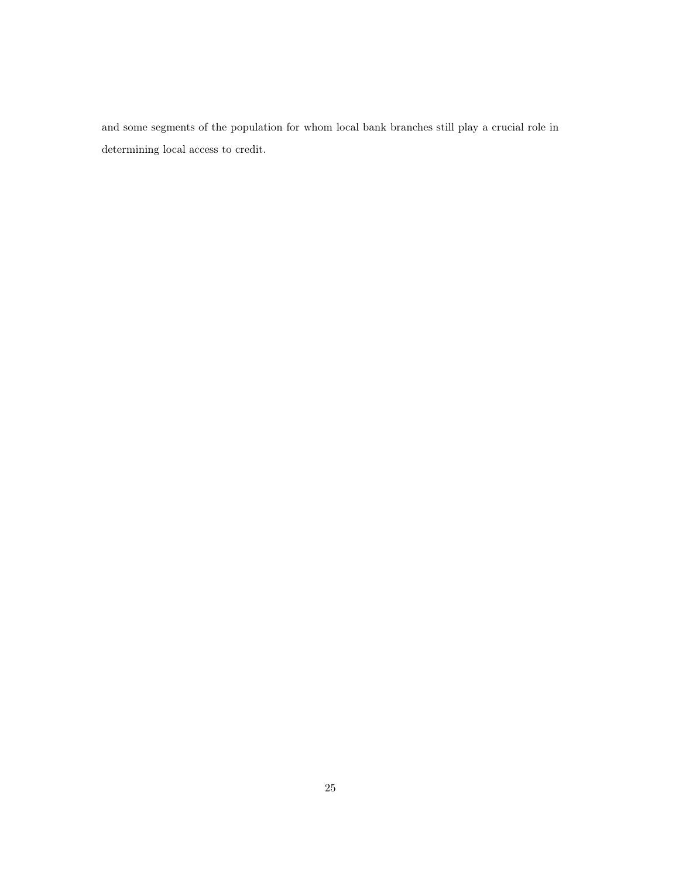and some segments of the population for whom local bank branches still play a crucial role in determining local access to credit.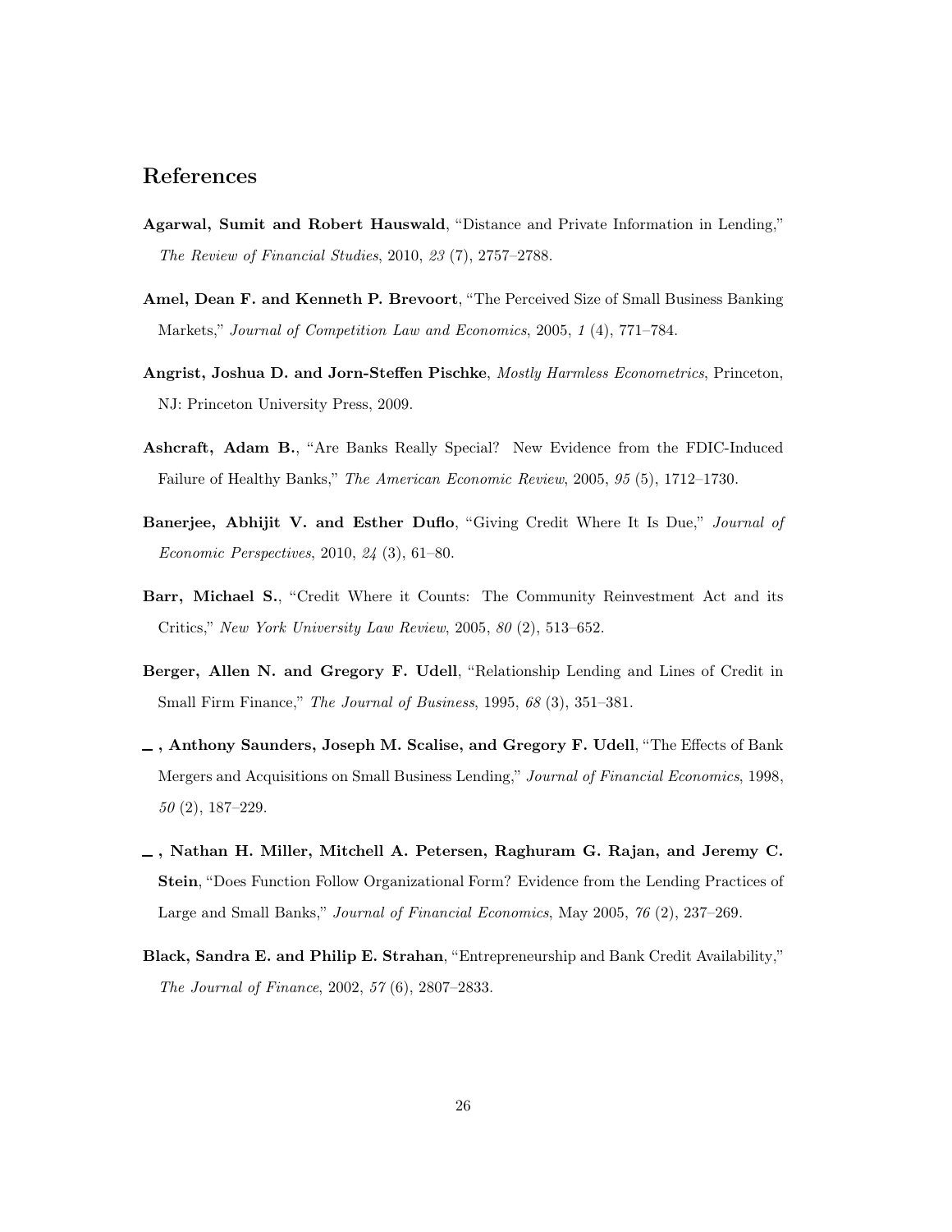## References

**Agarwal, Sumit and Robert Hauswald**, "Distance and Private Information in Lending," *The Review of Financial Studies*, 2010, *23* (7), 2757–2788.

**Amel, Dean F. and Kenneth P. Brevoort**, "The Perceived Size of Small Business Banking Markets," *Journal of Competition Law and Economics*, 2005, *1* (4), 771–784.

**Angrist, Joshua D. and Jorn-Steffen Pischke**, *Mostly Harmless Econometrics*, Princeton, NJ: Princeton University Press, 2009.

**Ashcraft, Adam B.**, "Are Banks Really Special? New Evidence from the FDIC-Induced Failure of Healthy Banks," *The American Economic Review*, 2005, *95* (5), 1712–1730.

**Banerjee, Abhijit V. and Esther Duflo**, "Giving Credit Where It Is Due," *Journal of Economic Perspectives*, 2010, *24* (3), 61–80.

**Barr, Michael S.**, "Credit Where it Counts: The Community Reinvestment Act and its Critics," *New York University Law Review*, 2005, *80* (2), 513–652.

**Berger, Allen N. and Gregory F. Udell**, "Relationship Lending and Lines of Credit in Small Firm Finance," *The Journal of Business*, 1995, *68* (3), 351–381.

**_ , Anthony Saunders, Joseph M. Scalise, and Gregory F. Udell**, "The Effects of Bank Mergers and Acquisitions on Small Business Lending," *Journal of Financial Economics*, 1998, *50* (2), 187–229.

**_ , Nathan H. Miller, Mitchell A. Petersen, Raghuram G. Rajan, and Jeremy C. Stein**, "Does Function Follow Organizational Form? Evidence from the Lending Practices of Large and Small Banks," *Journal of Financial Economics*, May 2005, *76* (2), 237–269.

**Black, Sandra E. and Philip E. Strahan**, "Entrepreneurship and Bank Credit Availability," *The Journal of Finance*, 2002, *57* (6), 2807–2833.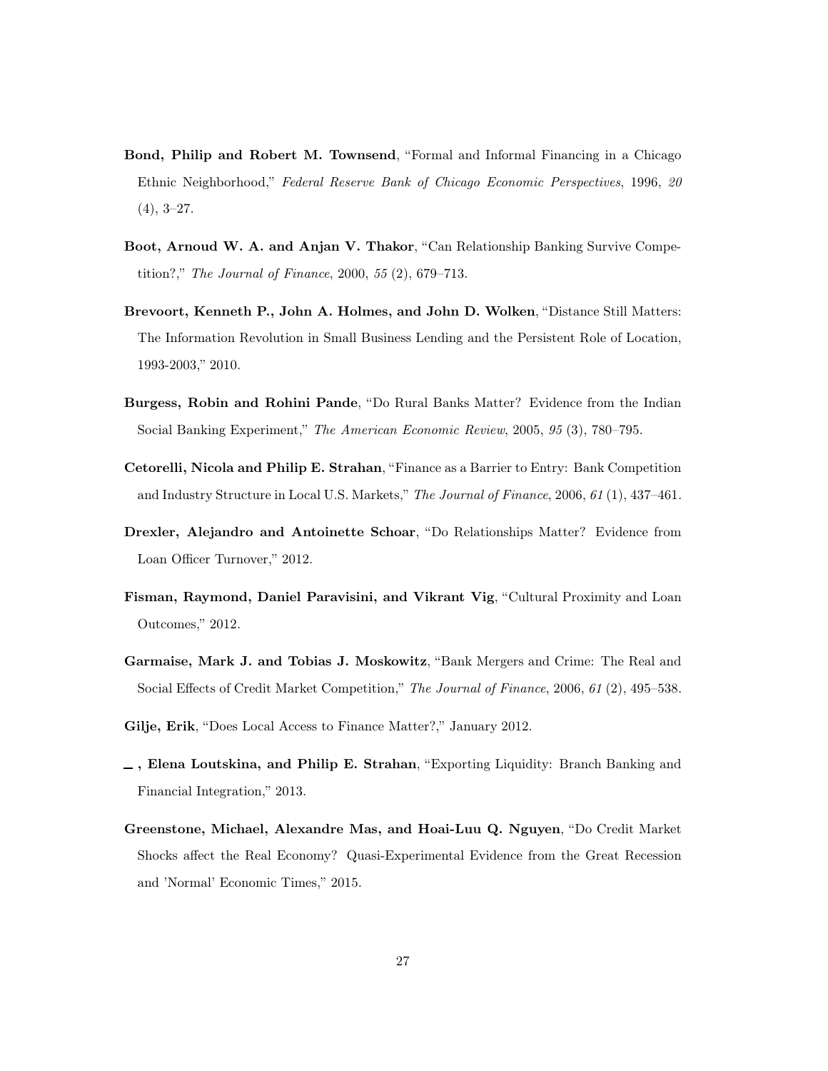**Bond, Philip and Robert M. Townsend**, "Formal and Informal Financing in a Chicago Ethnic Neighborhood," *Federal Reserve Bank of Chicago Economic Perspectives*, 1996, *20* (4), 3–27.

**Boot, Arnoud W. A. and Anjan V. Thakor**, "Can Relationship Banking Survive Competition?," *The Journal of Finance*, 2000, *55* (2), 679–713.

**Brevoort, Kenneth P., John A. Holmes, and John D. Wolken**, "Distance Still Matters: The Information Revolution in Small Business Lending and the Persistent Role of Location, 1993-2003," 2010.

**Burgess, Robin and Rohini Pande**, "Do Rural Banks Matter? Evidence from the Indian Social Banking Experiment," *The American Economic Review*, 2005, *95* (3), 780–795.

**Cetorelli, Nicola and Philip E. Strahan**, "Finance as a Barrier to Entry: Bank Competition and Industry Structure in Local U.S. Markets," *The Journal of Finance*, 2006, *61* (1), 437–461.

**Drexler, Alejandro and Antoinette Schoar**, "Do Relationships Matter? Evidence from Loan Officer Turnover," 2012.

**Fisman, Raymond, Daniel Paravisini, and Vikrant Vig**, "Cultural Proximity and Loan Outcomes," 2012.

**Garmaise, Mark J. and Tobias J. Moskowitz**, "Bank Mergers and Crime: The Real and Social Effects of Credit Market Competition," *The Journal of Finance*, 2006, *61* (2), 495–538.

**Gilje, Erik**, "Does Local Access to Finance Matter?," January 2012.

**—, Elena Loutskina, and Philip E. Strahan**, "Exporting Liquidity: Branch Banking and Financial Integration," 2013.

**Greenstone, Michael, Alexandre Mas, and Hoai-Luu Q. Nguyen**, "Do Credit Market Shocks affect the Real Economy? Quasi-Experimental Evidence from the Great Recession and 'Normal' Economic Times," 2015.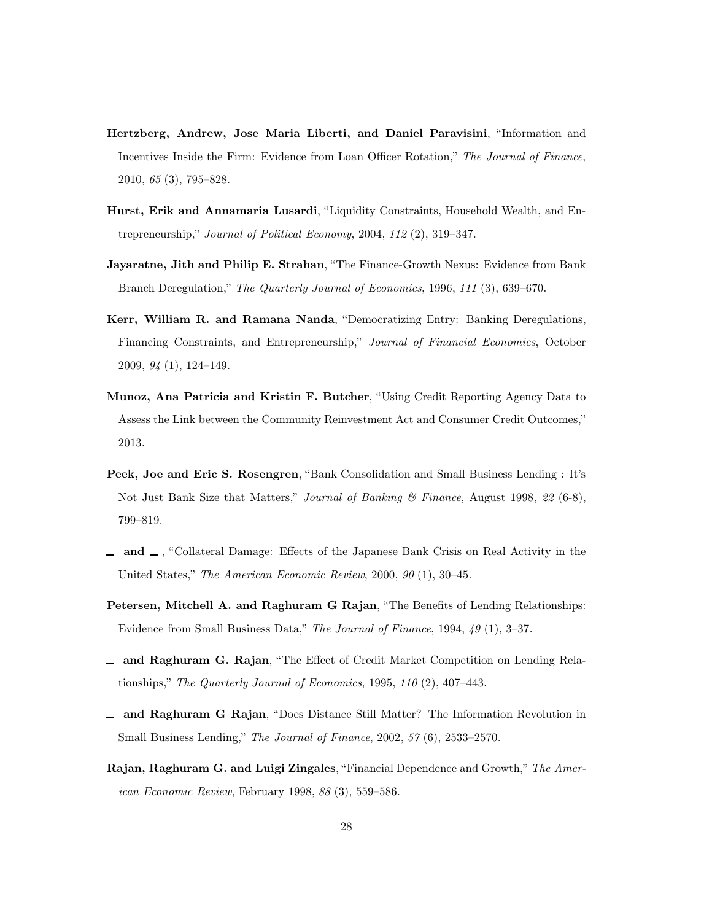**Hertzberg, Andrew, Jose Maria Liberti, and Daniel Paravisini**, "Information and Incentives Inside the Firm: Evidence from Loan Officer Rotation," *The Journal of Finance*, 2010, *65* (3), 795–828.

**Hurst, Erik and Annamaria Lusardi**, "Liquidity Constraints, Household Wealth, and Entrepreneurship," *Journal of Political Economy*, 2004, *112* (2), 319–347.

**Jayaratne, Jith and Philip E. Strahan**, "The Finance-Growth Nexus: Evidence from Bank Branch Deregulation," *The Quarterly Journal of Economics*, 1996, *111* (3), 639–670.

**Kerr, William R. and Ramana Nanda**, "Democratizing Entry: Banking Deregulations, Financing Constraints, and Entrepreneurship," *Journal of Financial Economics*, October 2009, *94* (1), 124–149.

**Munoz, Ana Patricia and Kristin F. Butcher**, "Using Credit Reporting Agency Data to Assess the Link between the Community Reinvestment Act and Consumer Credit Outcomes," 2013.

**Peek, Joe and Eric S. Rosengren**, "Bank Consolidation and Small Business Lending : It's Not Just Bank Size that Matters," *Journal of Banking & Finance*, August 1998, *22* (6-8), 799–819.

**_ and _** , "Collateral Damage: Effects of the Japanese Bank Crisis on Real Activity in the United States," *The American Economic Review*, 2000, *90* (1), 30–45.

**Petersen, Mitchell A. and Raghuram G Rajan**, "The Benefits of Lending Relationships: Evidence from Small Business Data," *The Journal of Finance*, 1994, *49* (1), 3–37.

**_ and Raghuram G. Rajan**, "The Effect of Credit Market Competition on Lending Relationships," *The Quarterly Journal of Economics*, 1995, *110* (2), 407–443.

**_ and Raghuram G Rajan**, "Does Distance Still Matter? The Information Revolution in Small Business Lending," *The Journal of Finance*, 2002, *57* (6), 2533–2570.

**Rajan, Raghuram G. and Luigi Zingales**, "Financial Dependence and Growth," *The American Economic Review*, February 1998, *88* (3), 559–586.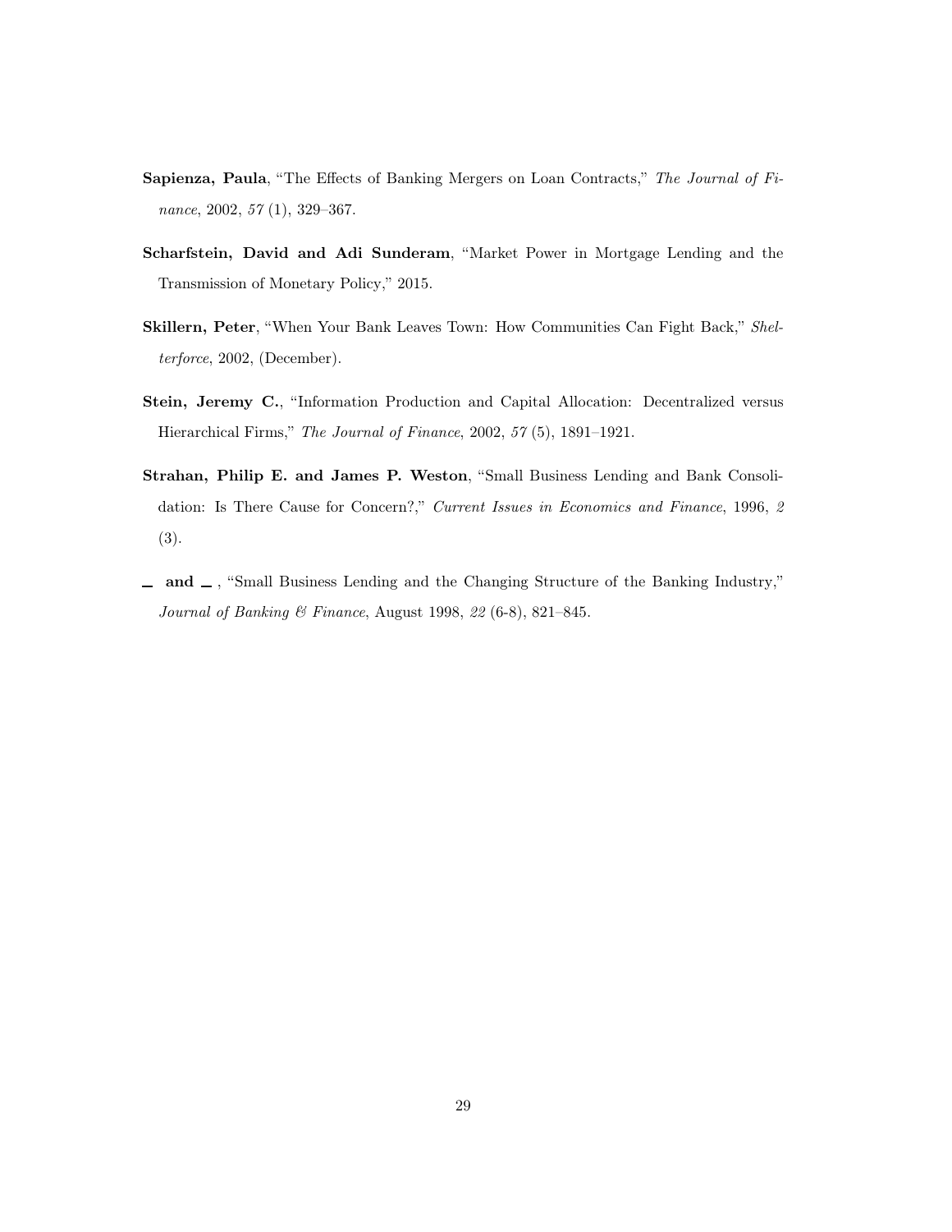**Sapienza, Paula**, "The Effects of Banking Mergers on Loan Contracts," *The Journal of Finance*, 2002, *57* (1), 329–367.

**Scharfstein, David and Adi Sunderam**, "Market Power in Mortgage Lending and the Transmission of Monetary Policy," 2015.

**Skillern, Peter**, "When Your Bank Leaves Town: How Communities Can Fight Back," *Shelterforce*, 2002, (December).

**Stein, Jeremy C.**, "Information Production and Capital Allocation: Decentralized versus Hierarchical Firms," *The Journal of Finance*, 2002, *57* (5), 1891–1921.

**Strahan, Philip E. and James P. Weston**, "Small Business Lending and Bank Consolidation: Is There Cause for Concern?," *Current Issues in Economics and Finance*, 1996, *2* (3).

**_ and _**, "Small Business Lending and the Changing Structure of the Banking Industry," *Journal of Banking & Finance*, August 1998, *22* (6-8), 821–845.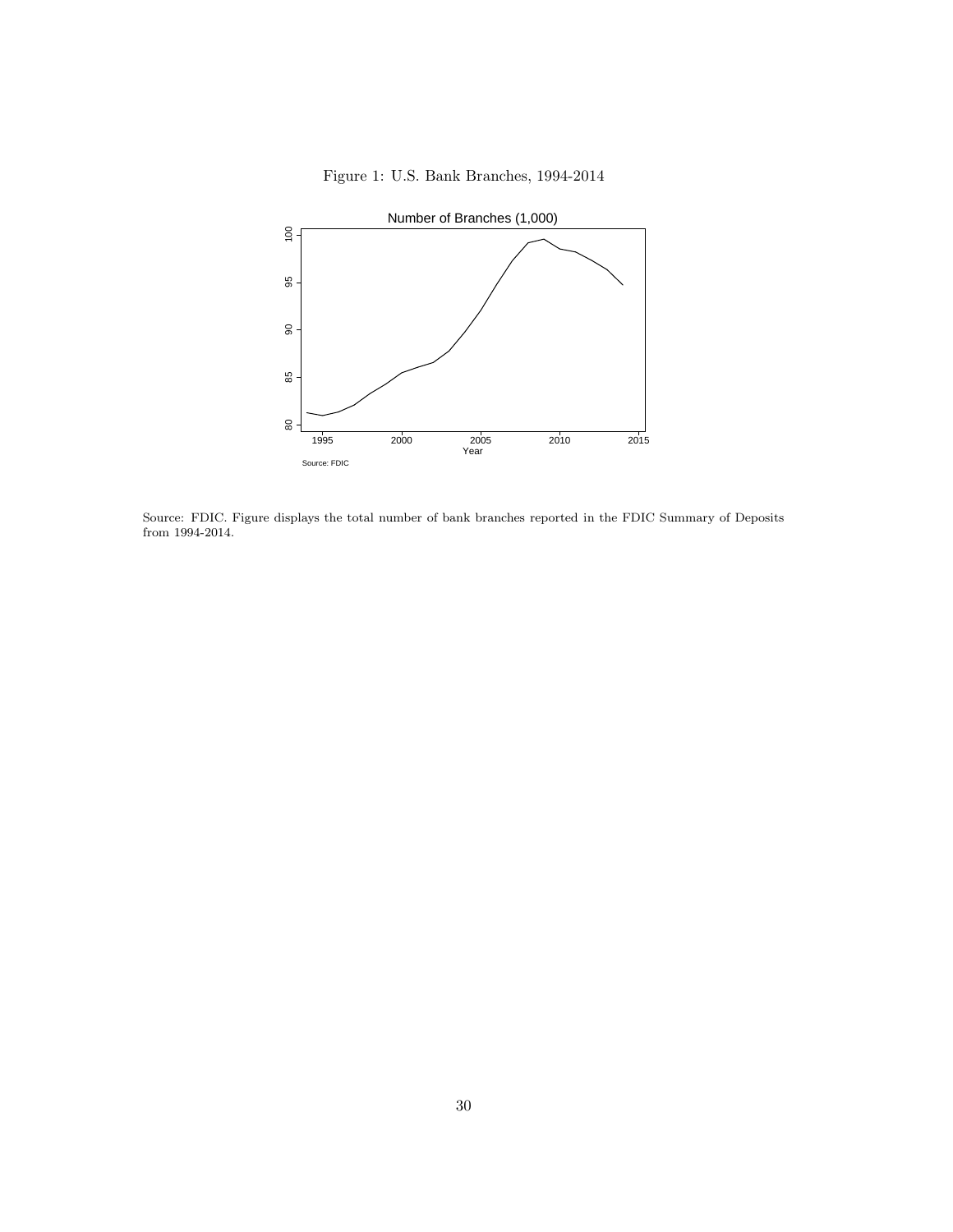Figure 1: U.S. Bank Branches, 1994-2014

Source: FDIC. Figure displays the total number of bank branches reported in the FDIC Summary of Deposits from 1994-2014.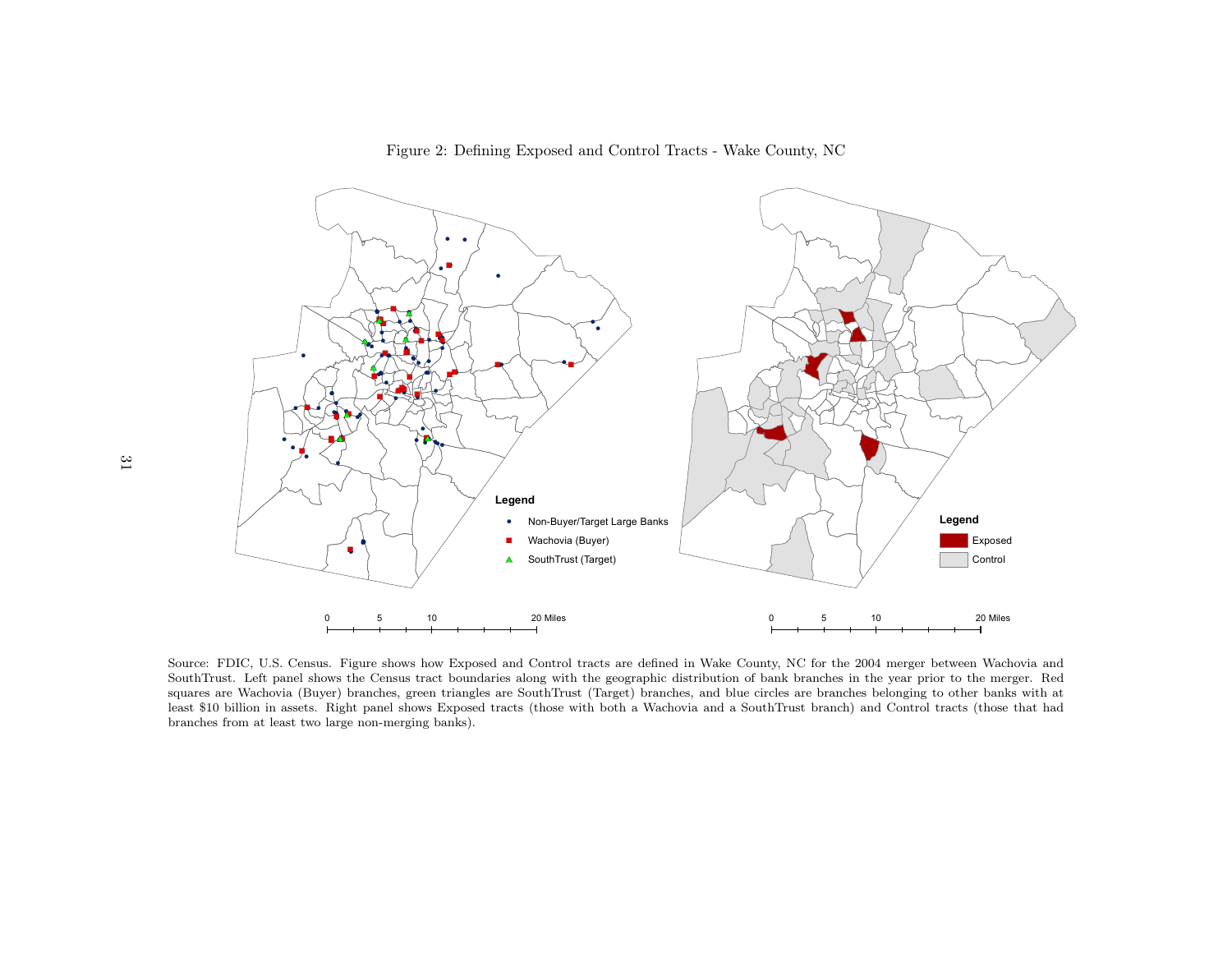Figure 2: Defining Exposed and Control Tracts - Wake County, NC

Source: FDIC, U.S. Census. Figure shows how Exposed and Control tracts are defined in Wake County, NC for the 2004 merger between Wachovia and SouthTrust. Left panel shows the Census tract boundaries along with the geographic distribution of bank branches in the year prior to the merger. Red squares are Wachovia (Buyer) branches, green triangles are SouthTrust (Target) branches, and blue circles are branches belonging to other banks with at least $10 billion in assets. Right panel shows Exposed tracts (those with both a Wachovia and a SouthTrust branch) and Control tracts (those that had branches from at least two large non-merging banks).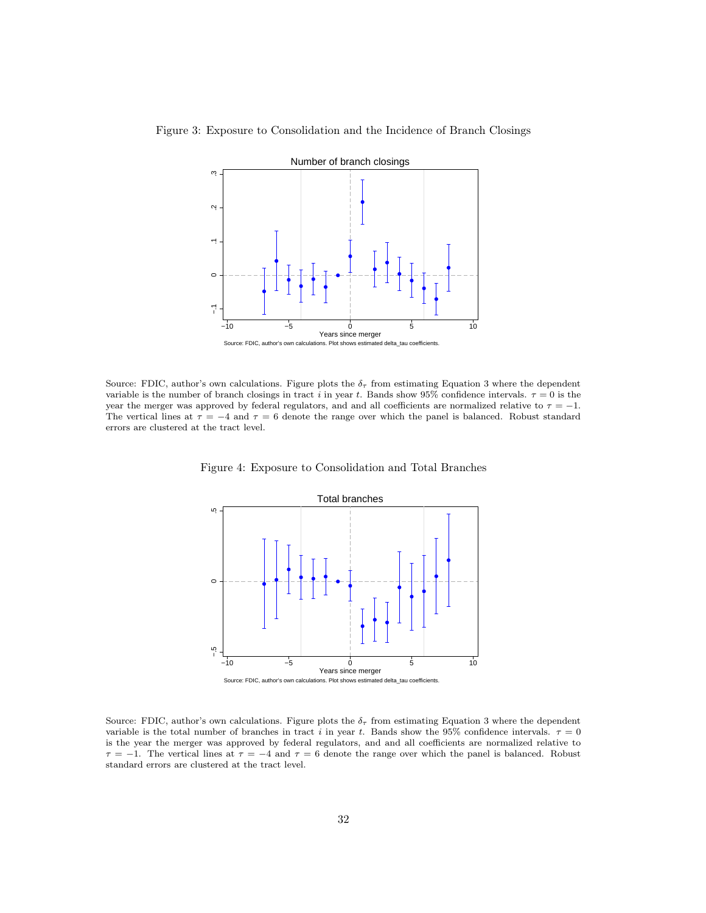Figure 3: Exposure to Consolidation and the Incidence of Branch Closings

Source: FDIC, author's own calculations. Figure plots the $\delta_\tau$ from estimating Equation 3 where the dependent variable is the number of branch closings in tract $i$ in year $t$. Bands show 95% confidence intervals. $\tau = 0$ is the year the merger was approved by federal regulators, and and all coefficients are normalized relative to $\tau = -1$. The vertical lines at $\tau = -4$ and $\tau = 6$ denote the range over which the panel is balanced. Robust standard errors are clustered at the tract level.

Figure 4: Exposure to Consolidation and Total Branches

Source: FDIC, author's own calculations. Figure plots the $\delta_\tau$ from estimating Equation 3 where the dependent variable is the total number of branches in tract $i$ in year $t$. Bands show the 95% confidence intervals. $\tau = 0$ is the year the merger was approved by federal regulators, and and all coefficients are normalized relative to $\tau = -1$. The vertical lines at $\tau = -4$ and $\tau = 6$ denote the range over which the panel is balanced. Robust standard errors are clustered at the tract level.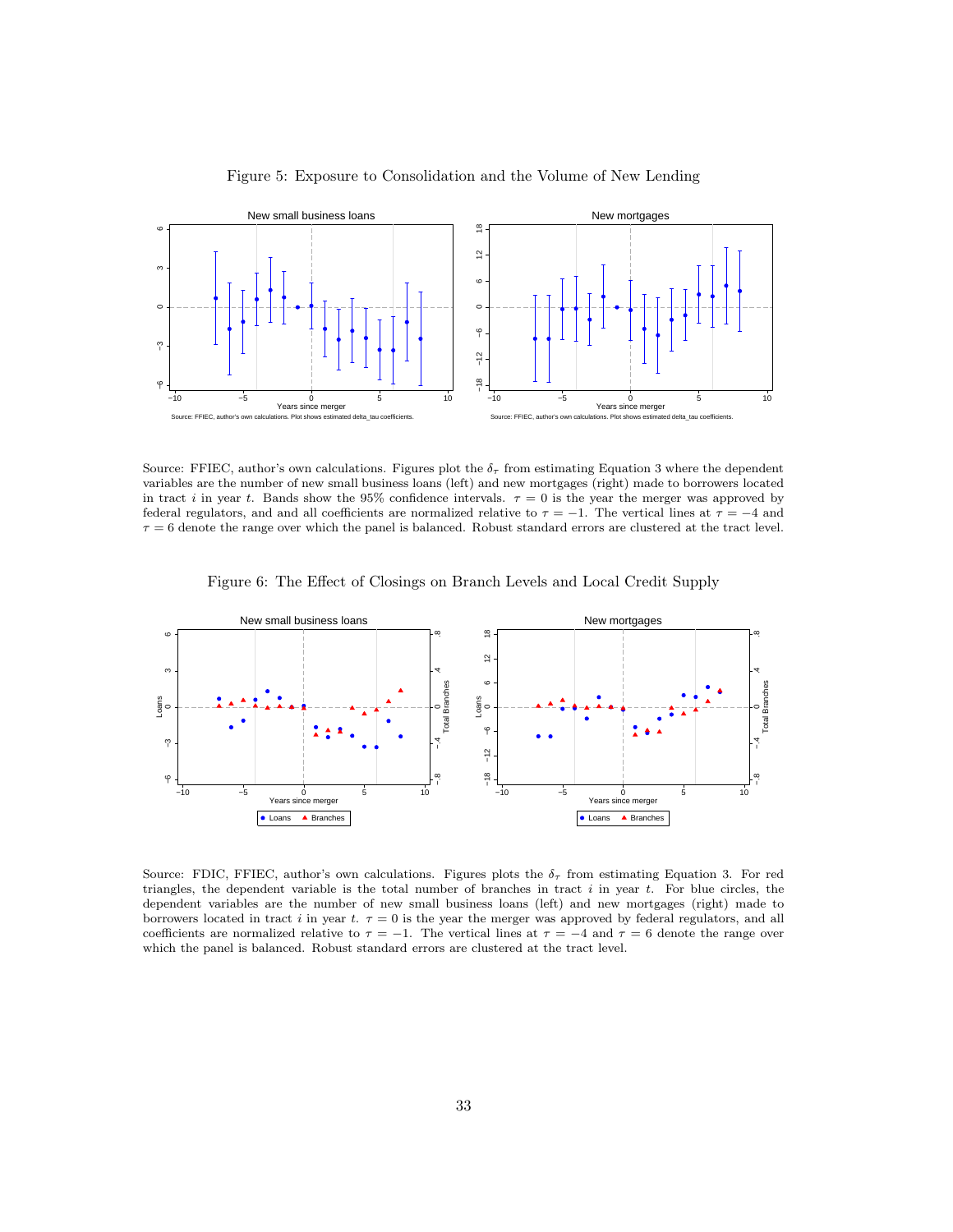Figure 5: Exposure to Consolidation and the Volume of New Lending

Source: FFIEC, author's own calculations. Figures plot the $\delta_\tau$ from estimating Equation 3 where the dependent variables are the number of new small business loans (left) and new mortgages (right) made to borrowers located in tract $i$ in year $t$. Bands show the 95% confidence intervals. $\tau = 0$ is the year the merger was approved by federal regulators, and and all coefficients are normalized relative to $\tau = -1$. The vertical lines at $\tau = -4$ and $\tau = 6$ denote the range over which the panel is balanced. Robust standard errors are clustered at the tract level.

Figure 6: The Effect of Closings on Branch Levels and Local Credit Supply

Source: FDIC, FFIEC, author's own calculations. Figures plots the $\delta_\tau$ from estimating Equation 3. For red triangles, the dependent variable is the total number of branches in tract $i$ in year $t$. For blue circles, the dependent variables are the number of new small business loans (left) and new mortgages (right) made to borrowers located in tract $i$ in year $t$. $\tau = 0$ is the year the merger was approved by federal regulators, and all coefficients are normalized relative to $\tau = -1$. The vertical lines at $\tau = -4$ and $\tau = 6$ denote the range over which the panel is balanced. Robust standard errors are clustered at the tract level.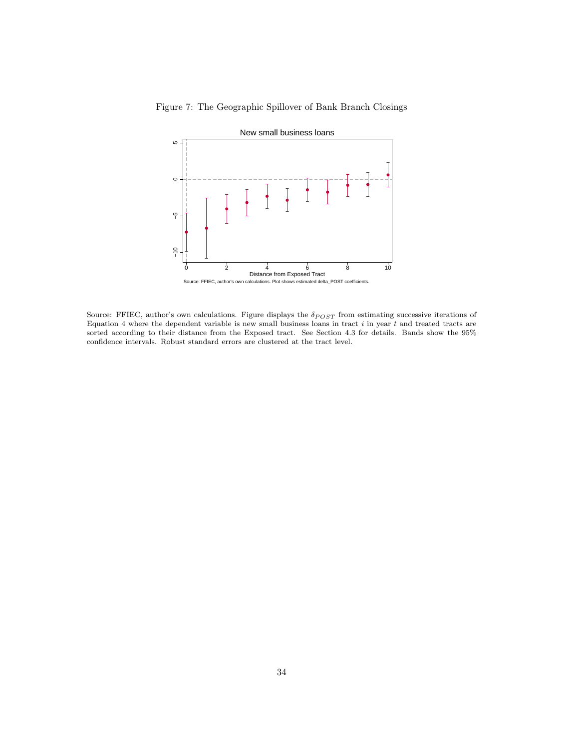Figure 7: The Geographic Spillover of Bank Branch Closings

Source: FFIEC, author's own calculations. Figure displays the $\delta_{POST}$ from estimating successive iterations of Equation 4 where the dependent variable is new small business loans in tract $i$ in year $t$ and treated tracts are sorted according to their distance from the Exposed tract. See Section 4.3 for details. Bands show the 95% confidence intervals. Robust standard errors are clustered at the tract level.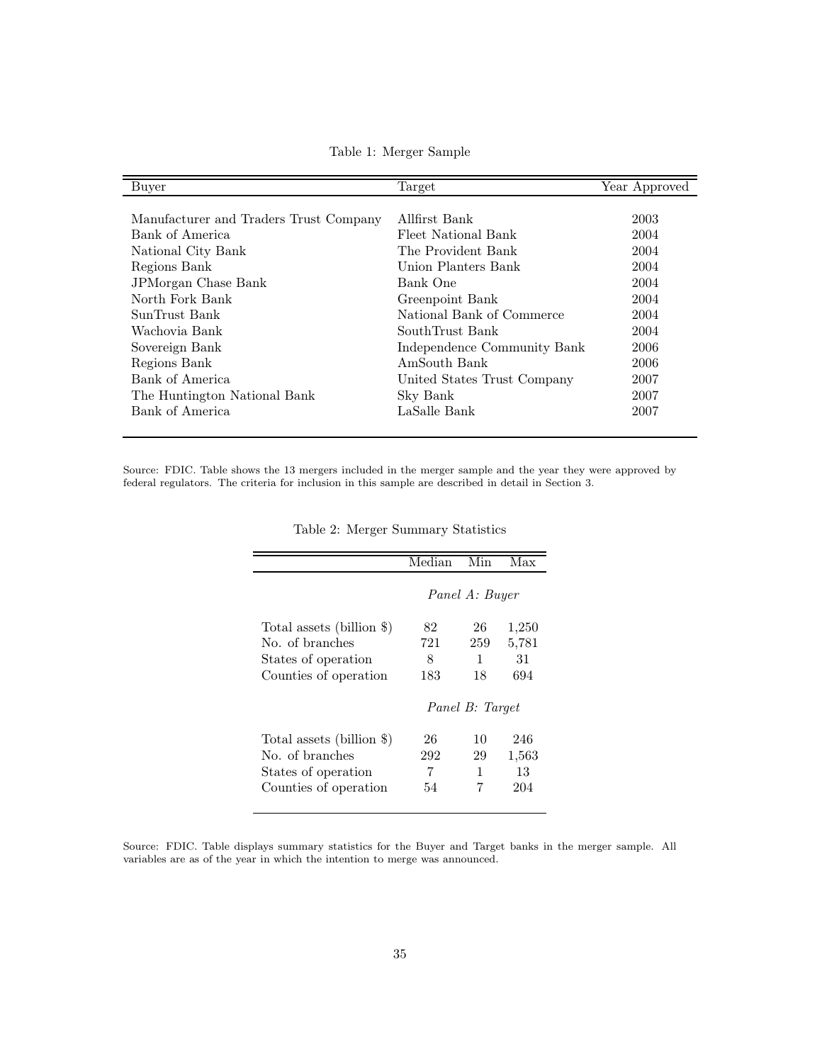Table 1: Merger Sample

| Buyer | Target | Year Approved |
|---|---|---|
| Manufacturer and Traders Trust Company | Allfirst Bank | 2003 |
| Bank of America | Fleet National Bank | 2004 |
| National City Bank | The Provident Bank | 2004 |
| Regions Bank | Union Planters Bank | 2004 |
| JPMorgan Chase Bank | Bank One | 2004 |
| North Fork Bank | Greenpoint Bank | 2004 |
| SunTrust Bank | National Bank of Commerce | 2004 |
| Wachovia Bank | SouthTrust Bank | 2004 |
| Sovereign Bank | Independence Community Bank | 2006 |
| Regions Bank | AmSouth Bank | 2006 |
| Bank of America | United States Trust Company | 2007 |
| The Huntington National Bank | Sky Bank | 2007 |
| Bank of America | LaSalle Bank | 2007 |

Source: FDIC. Table shows the 13 mergers included in the merger sample and the year they were approved by federal regulators. The criteria for inclusion in this sample are described in detail in Section 3.

Table 2: Merger Summary Statistics

| | Median | Min | Max |
|---|---|---|---|
| | *Panel A: Buyer* | | |
| Total assets (billion $) | 82 | 26 | 1,250 |
| No. of branches | 721 | 259 | 5,781 |
| States of operation | 8 | 1 | 31 |
| Counties of operation | 183 | 18 | 694 |
| | *Panel B: Target* | | |
| Total assets (billion $) | 26 | 10 | 246 |
| No. of branches | 292 | 29 | 1,563 |
| States of operation | 7 | 1 | 13 |
| Counties of operation | 54 | 7 | 204 |

Source: FDIC. Table displays summary statistics for the Buyer and Target banks in the merger sample. All variables are as of the year in which the intention to merge was announced.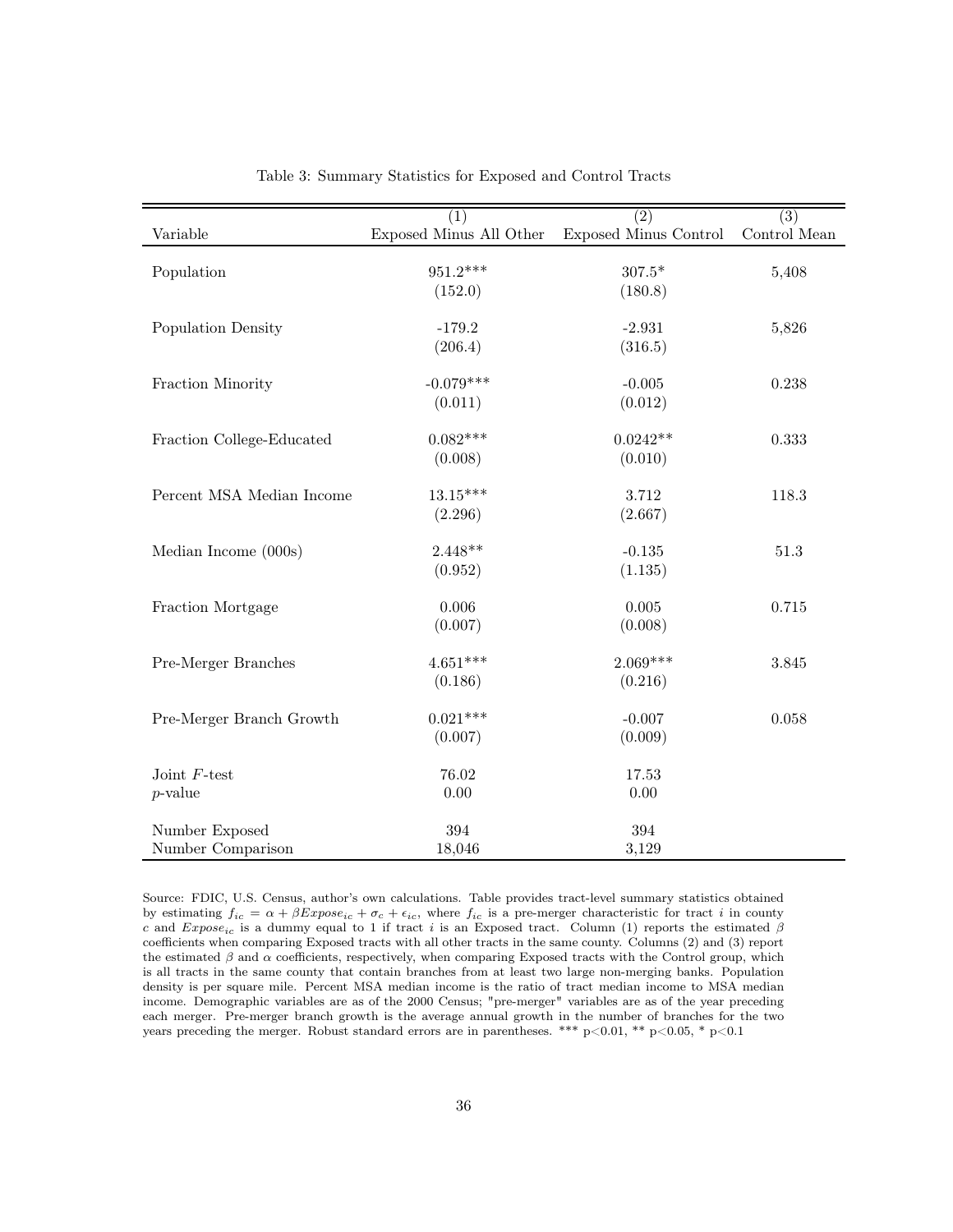Table 3: Summary Statistics for Exposed and Control Tracts

| Variable | (1) Exposed Minus All Other | (2) Exposed Minus Control | (3) Control Mean |
|---|---|---|---|
| Population | 951.2*** | 307.5* | 5,408 |
| | (152.0) | (180.8) | |
| Population Density | -179.2 | -2.931 | 5,826 |
| | (206.4) | (316.5) | |
| Fraction Minority | -0.079*** | -0.005 | 0.238 |
| | (0.011) | (0.012) | |
| Fraction College-Educated | 0.082*** | 0.0242** | 0.333 |
| | (0.008) | (0.010) | |
| Percent MSA Median Income | 13.15*** | 3.712 | 118.3 |
| | (2.296) | (2.667) | |
| Median Income (000s) | 2.448** | -0.135 | 51.3 |
| | (0.952) | (1.135) | |
| Fraction Mortgage | 0.006 | 0.005 | 0.715 |
| | (0.007) | (0.008) | |
| Pre-Merger Branches | 4.651*** | 2.069*** | 3.845 |
| | (0.186) | (0.216) | |
| Pre-Merger Branch Growth | 0.021*** | -0.007 | 0.058 |
| | (0.007) | (0.009) | |
| Joint $F$-test | 76.02 | 17.53 | |
| $p$-value | 0.00 | 0.00 | |
| Number Exposed | 394 | 394 | |
| Number Comparison | 18,046 | 3,129 | |

Source: FDIC, U.S. Census, author's own calculations. Table provides tract-level summary statistics obtained by estimating $f_{ic} = \alpha + \beta Expose_{ic} + \sigma_c + \epsilon_{ic}$, where $f_{ic}$ is a pre-merger characteristic for tract $i$ in county $c$ and $Expose_{ic}$ is a dummy equal to 1 if tract $i$ is an Exposed tract. Column (1) reports the estimated $\beta$ coefficients when comparing Exposed tracts with all other tracts in the same county. Columns (2) and (3) report the estimated $\beta$ and $\alpha$ coefficients, respectively, when comparing Exposed tracts with the Control group, which is all tracts in the same county that contain branches from at least two large non-merging banks. Population density is per square mile. Percent MSA median income is the ratio of tract median income to MSA median income. Demographic variables are as of the 2000 Census; "pre-merger" variables are as of the year preceding each merger. Pre-merger branch growth is the average annual growth in the number of branches for the two years preceding the merger. Robust standard errors are in parentheses. *** p<0.01, ** p<0.05, * p<0.1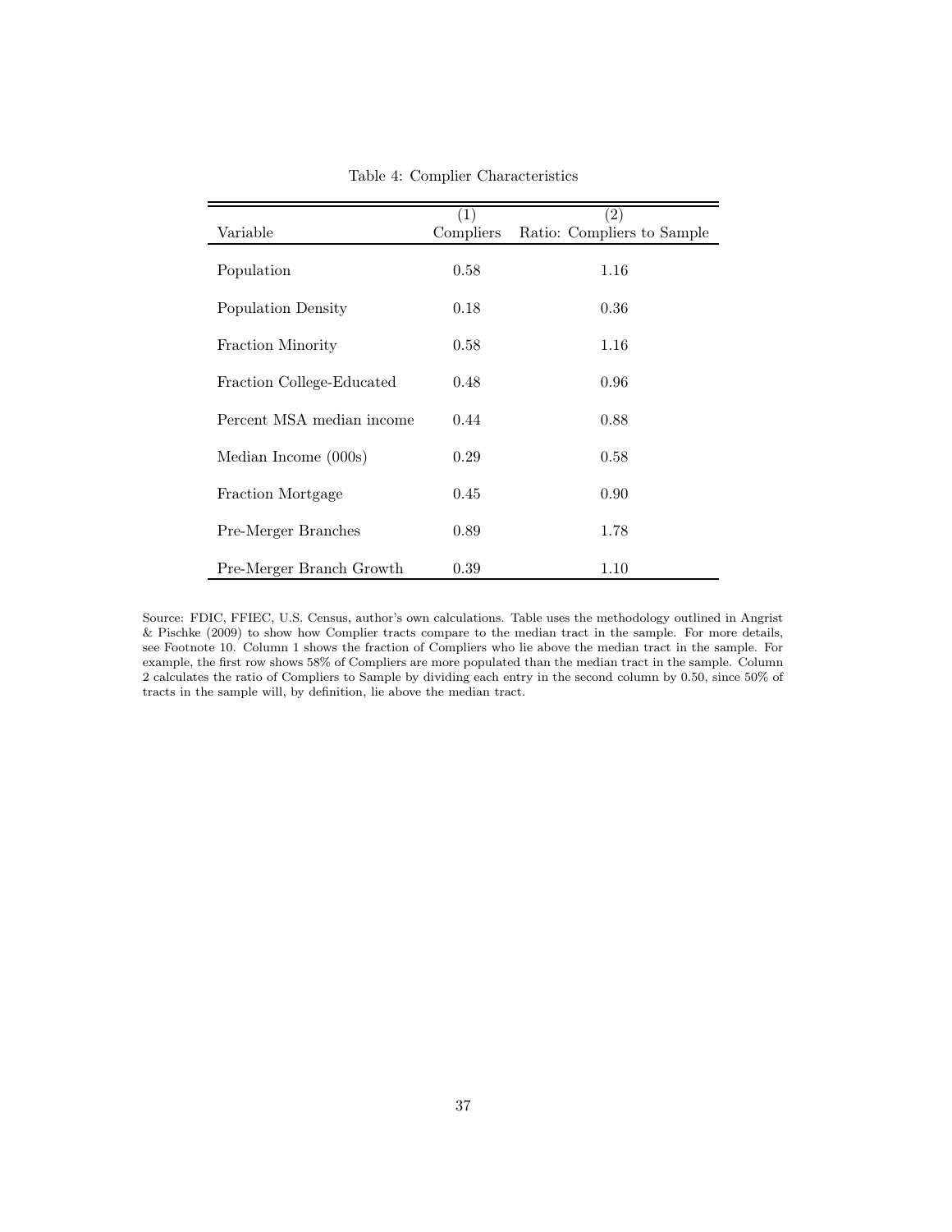Table 4: Complier Characteristics

| Variable | (1) Compliers | (2) Ratio: Compliers to Sample |
|---|---|---|
| Population | 0.58 | 1.16 |
| Population Density | 0.18 | 0.36 |
| Fraction Minority | 0.58 | 1.16 |
| Fraction College-Educated | 0.48 | 0.96 |
| Percent MSA median income | 0.44 | 0.88 |
| Median Income (000s) | 0.29 | 0.58 |
| Fraction Mortgage | 0.45 | 0.90 |
| Pre-Merger Branches | 0.89 | 1.78 |
| Pre-Merger Branch Growth | 0.39 | 1.10 |

Source: FDIC, FFIEC, U.S. Census, author's own calculations. Table uses the methodology outlined in Angrist & Pischke (2009) to show how Complier tracts compare to the median tract in the sample. For more details, see Footnote 10. Column 1 shows the fraction of Compliers who lie above the median tract in the sample. For example, the first row shows 58% of Compliers are more populated than the median tract in the sample. Column 2 calculates the ratio of Compliers to Sample by dividing each entry in the second column by 0.50, since 50% of tracts in the sample will, by definition, lie above the median tract.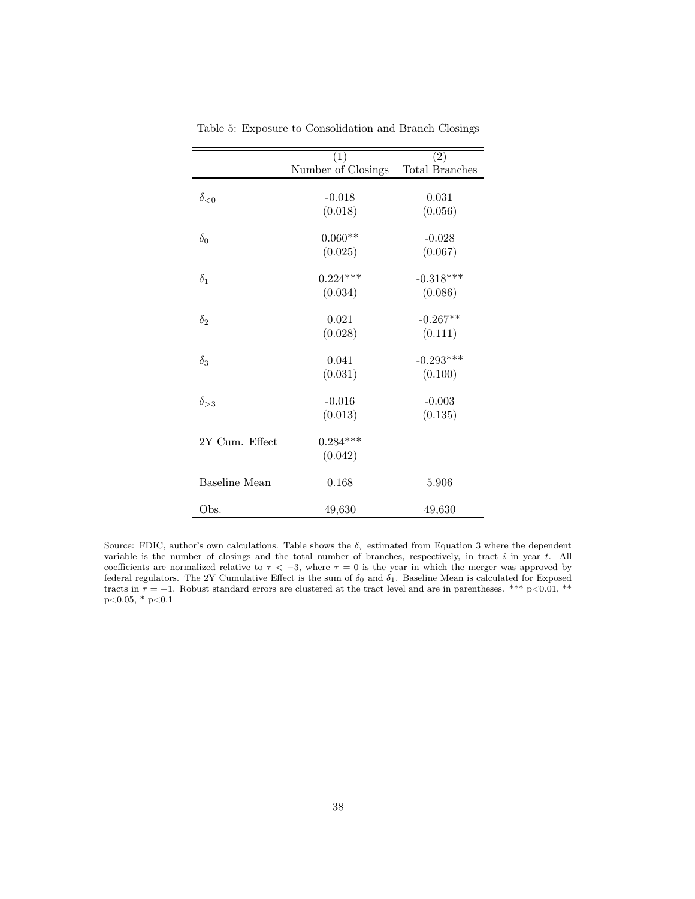Table 5: Exposure to Consolidation and Branch Closings

| | (1) Number of Closings | (2) Total Branches |
|---|---|---|
| $\delta_{<0}$ | -0.018 | 0.031 |
| | (0.018) | (0.056) |
| $\delta_0$ | 0.060** | -0.028 |
| | (0.025) | (0.067) |
| $\delta_1$ | 0.224*** | -0.318*** |
| | (0.034) | (0.086) |
| $\delta_2$ | 0.021 | -0.267** |
| | (0.028) | (0.111) |
| $\delta_3$ | 0.041 | -0.293*** |
| | (0.031) | (0.100) |
| $\delta_{>3}$ | -0.016 | -0.003 |
| | (0.013) | (0.135) |
| 2Y Cum. Effect | 0.284*** | |
| | (0.042) | |
| Baseline Mean | 0.168 | 5.906 |
| Obs. | 49,630 | 49,630 |

Source: FDIC, author's own calculations. Table shows the $\delta_\tau$ estimated from Equation 3 where the dependent variable is the number of closings and the total number of branches, respectively, in tract $i$ in year $t$. All coefficients are normalized relative to $\tau < -3$, where $\tau = 0$ is the year in which the merger was approved by federal regulators. The 2Y Cumulative Effect is the sum of $\delta_0$ and $\delta_1$. Baseline Mean is calculated for Exposed tracts in $\tau = -1$. Robust standard errors are clustered at the tract level and are in parentheses. *** p<0.01, ** p<0.05, * p<0.1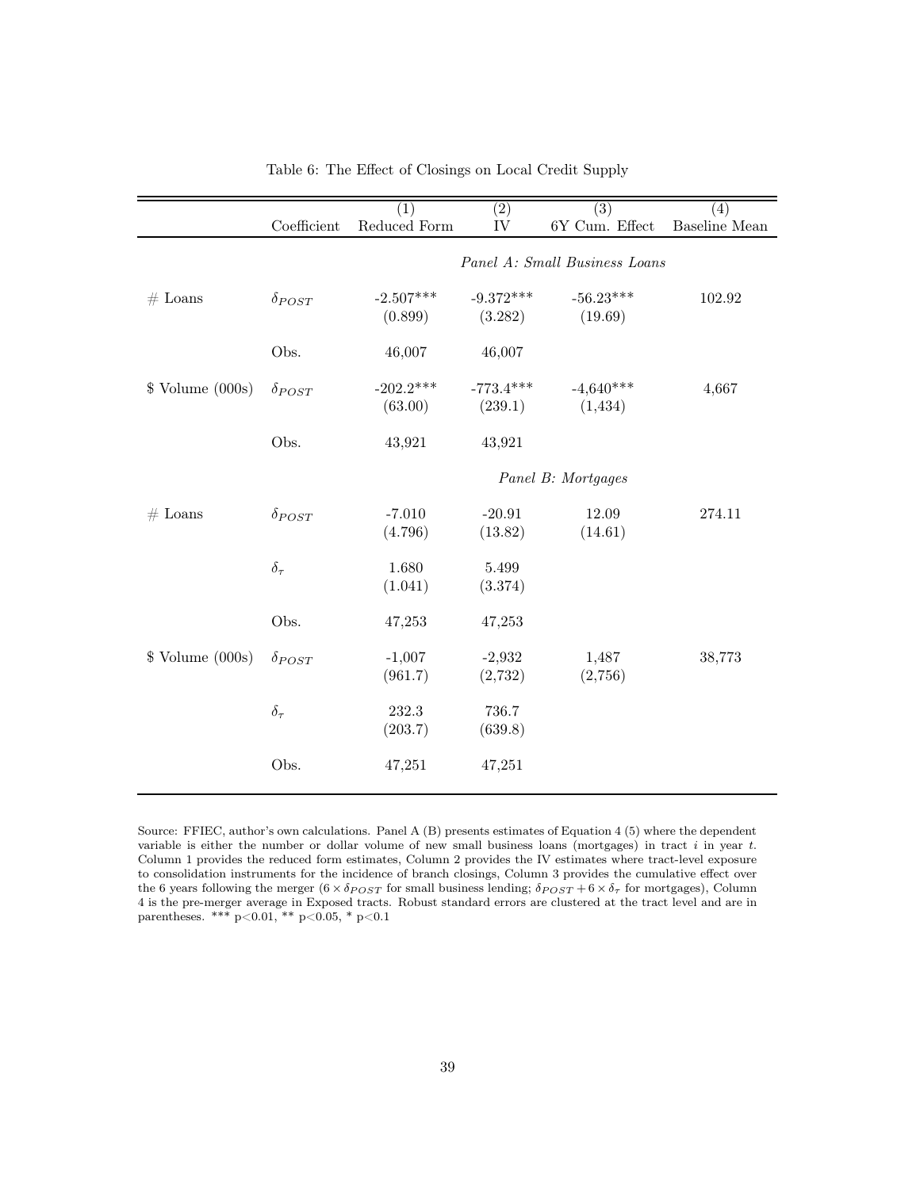Table 6: The Effect of Closings on Local Credit Supply

| | Coefficient | (1) Reduced Form | (2) IV | (3) 6Y Cum. Effect | (4) Baseline Mean |
|---|---|---|---|---|---|
| | | | *Panel A: Small Business Loans* | | |
| # Loans | $\delta_{POST}$ | -2.507*** | -9.372*** | -56.23*** | 102.92 |
| | | (0.899) | (3.282) | (19.69) | |
| | Obs. | 46,007 | 46,007 | | |
| $ Volume (000s) | $\delta_{POST}$ | -202.2*** | -773.4*** | -4,640*** | 4,667 |
| | | (63.00) | (239.1) | (1,434) | |
| | Obs. | 43,921 | 43,921 | | |
| | | | *Panel B: Mortgages* | | |
| # Loans | $\delta_{POST}$ | -7.010 | -20.91 | 12.09 | 274.11 |
| | | (4.796) | (13.82) | (14.61) | |
| | $\delta_{\tau}$ | 1.680 | 5.499 | | |
| | | (1.041) | (3.374) | | |
| | Obs. | 47,253 | 47,253 | | |
| $ Volume (000s) | $\delta_{POST}$ | -1,007 | -2,932 | 1,487 | 38,773 |
| | | (961.7) | (2,732) | (2,756) | |
| | $\delta_{\tau}$ | 232.3 | 736.7 | | |
| | | (203.7) | (639.8) | | |
| | Obs. | 47,251 | 47,251 | | |

Source: FFIEC, author's own calculations. Panel A (B) presents estimates of Equation 4 (5) where the dependent variable is either the number or dollar volume of new small business loans (mortgages) in tract $i$ in year $t$. Column 1 provides the reduced form estimates, Column 2 provides the IV estimates where tract-level exposure to consolidation instruments for the incidence of branch closings, Column 3 provides the cumulative effect over the 6 years following the merger ($6 \times \delta_{POST}$ for small business lending; $\delta_{POST} + 6 \times \delta_{\tau}$ for mortgages), Column 4 is the pre-merger average in Exposed tracts. Robust standard errors are clustered at the tract level and are in parentheses. *** p<0.01, ** p<0.05, * p<0.1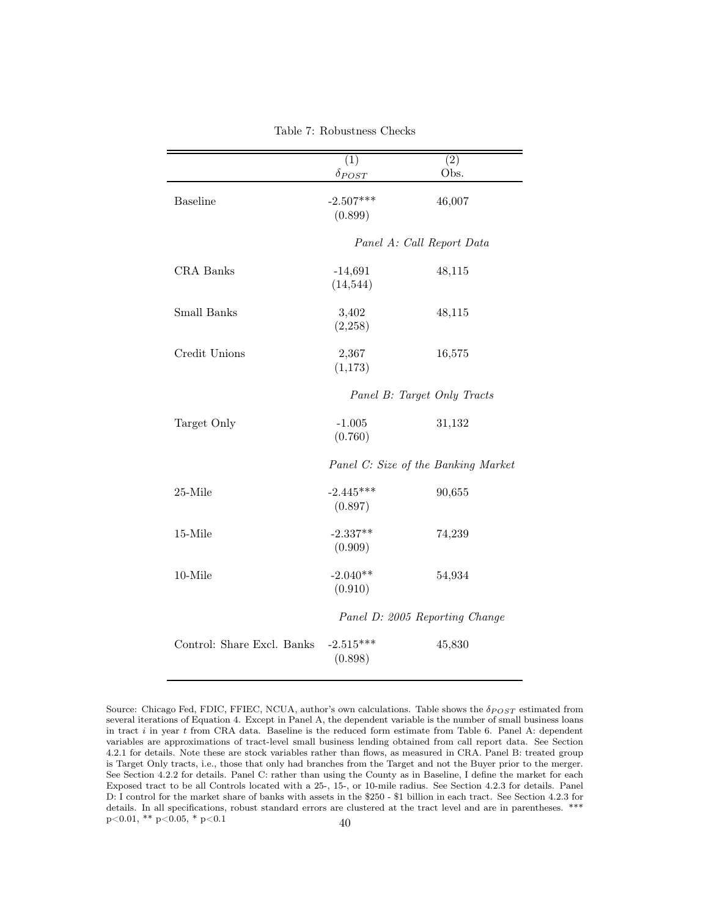Table 7: Robustness Checks

| | (1) $\delta_{POST}$ | (2) Obs. |
|---|---|---|
| Baseline | -2.507*** | 46,007 |
| | (0.899) | |
| | *Panel A: Call Report Data* | |
| CRA Banks | -14,691 | 48,115 |
| | (14,544) | |
| Small Banks | 3,402 | 48,115 |
| | (2,258) | |
| Credit Unions | 2,367 | 16,575 |
| | (1,173) | |
| | *Panel B: Target Only Tracts* | |
| Target Only | -1.005 | 31,132 |
| | (0.760) | |
| | *Panel C: Size of the Banking Market* | |
| 25-Mile | -2.445*** | 90,655 |
| | (0.897) | |
| 15-Mile | -2.337** | 74,239 |
| | (0.909) | |
| 10-Mile | -2.040** | 54,934 |
| | (0.910) | |
| | *Panel D: 2005 Reporting Change* | |
| Control: Share Excl. Banks | -2.515*** | 45,830 |
| | (0.898) | |

Source: Chicago Fed, FDIC, FFIEC, NCUA, author's own calculations. Table shows the $\delta_{POST}$ estimated from several iterations of Equation 4. Except in Panel A, the dependent variable is the number of small business loans in tract $i$ in year $t$ from CRA data. Baseline is the reduced form estimate from Table 6. Panel A: dependent variables are approximations of tract-level small business lending obtained from call report data. See Section 4.2.1 for details. Note these are stock variables rather than flows, as measured in CRA. Panel B: treated group is Target Only tracts, i.e., those that only had branches from the Target and not the Buyer prior to the merger. See Section 4.2.2 for details. Panel C: rather than using the County as in Baseline, I define the market for each Exposed tract to be all Controls located with a 25-, 15-, or 10-mile radius. See Section 4.2.3 for details. Panel D: I control for the market share of banks with assets in the \$250 - \$1 billion in each tract. See Section 4.2.3 for details. In all specifications, robust standard errors are clustered at the tract level and are in parentheses. *** $p<0.01$, ** $p<0.05$, * $p<0.1$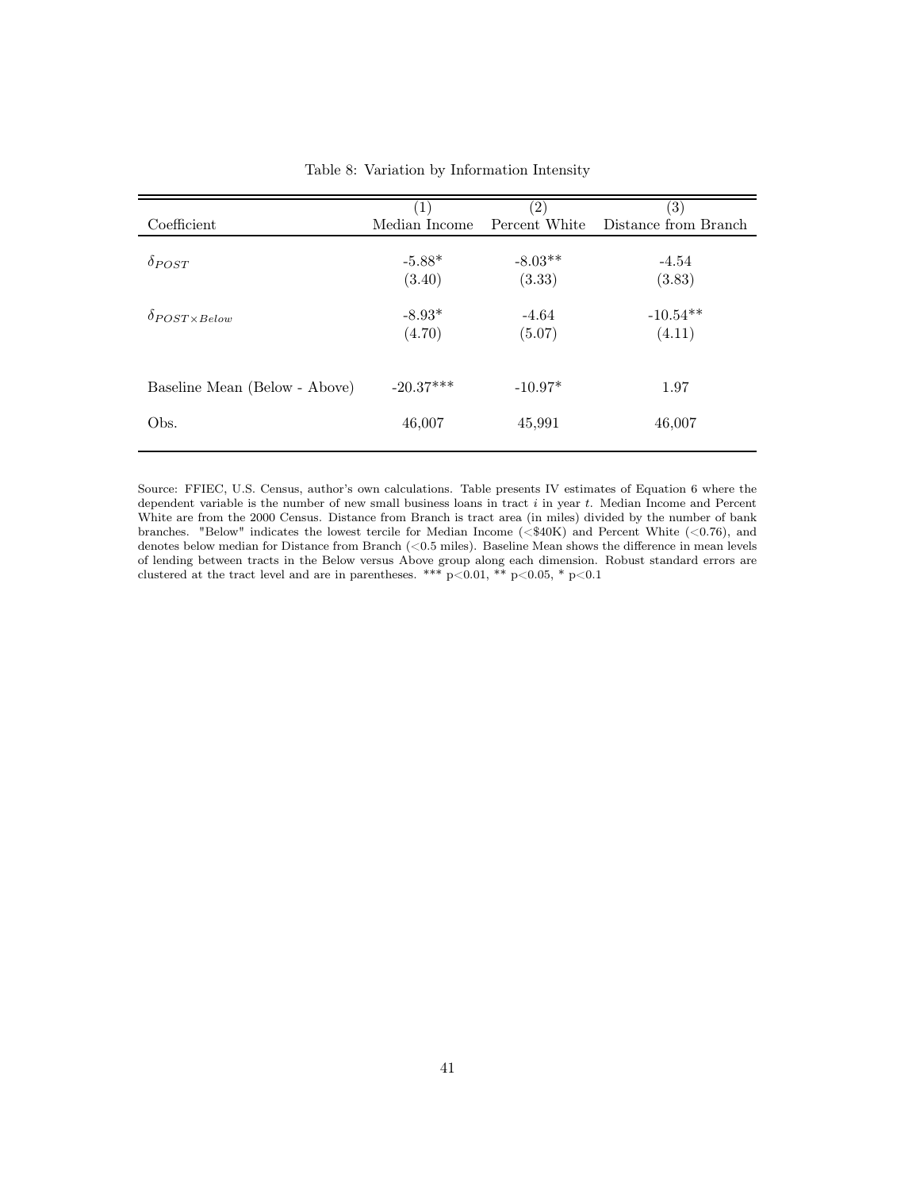Table 8: Variation by Information Intensity

| Coefficient | (1) Median Income | (2) Percent White | (3) Distance from Branch |
|---|---|---|---|
| $\delta_{POST}$ | -5.88* | -8.03** | -4.54 |
| | (3.40) | (3.33) | (3.83) |
| $\delta_{POST \times Below}$ | -8.93* | -4.64 | -10.54** |
| | (4.70) | (5.07) | (4.11) |
| Baseline Mean (Below - Above) | -20.37*** | -10.97* | 1.97 |
| Obs. | 46,007 | 45,991 | 46,007 |

Source: FFIEC, U.S. Census, author's own calculations. Table presents IV estimates of Equation 6 where the dependent variable is the number of new small business loans in tract $i$ in year $t$. Median Income and Percent White are from the 2000 Census. Distance from Branch is tract area (in miles) divided by the number of bank branches. "Below" indicates the lowest tercile for Median Income (<$40K) and Percent White (<0.76), and denotes below median for Distance from Branch (<0.5 miles). Baseline Mean shows the difference in mean levels of lending between tracts in the Below versus Above group along each dimension. Robust standard errors are clustered at the tract level and are in parentheses. *** p<0.01, ** p<0.05, * p<0.1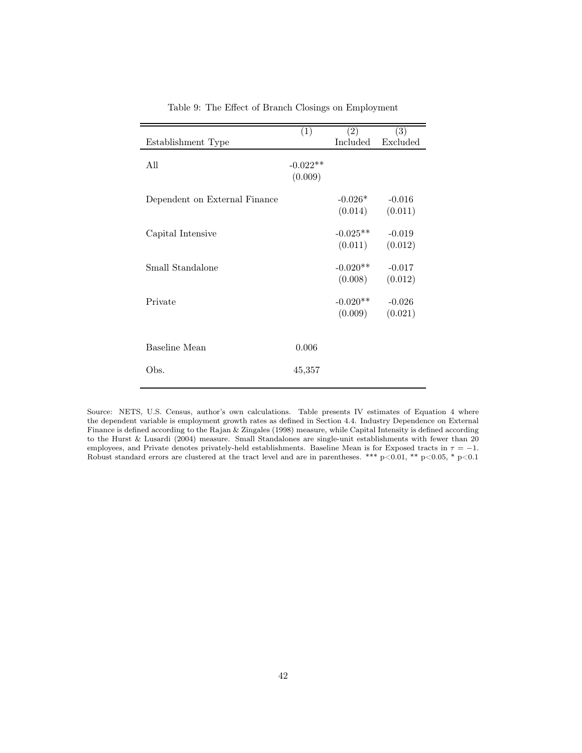Table 9: The Effect of Branch Closings on Employment

| Establishment Type | (1) | (2) Included | (3) Excluded |
|---|---|---|---|
| All | -0.022** | | |
| | (0.009) | | |
| Dependent on External Finance | | -0.026* | -0.016 |
| | | (0.014) | (0.011) |
| Capital Intensive | | -0.025** | -0.019 |
| | | (0.011) | (0.012) |
| Small Standalone | | -0.020** | -0.017 |
| | | (0.008) | (0.012) |
| Private | | -0.020** | -0.026 |
| | | (0.009) | (0.021) |
| Baseline Mean | 0.006 | | |
| Obs. | 45,357 | | |

Source: NETS, U.S. Census, author's own calculations. Table presents IV estimates of Equation 4 where the dependent variable is employment growth rates as defined in Section 4.4. Industry Dependence on External Finance is defined according to the Rajan & Zingales (1998) measure, while Capital Intensity is defined according to the Hurst & Lusardi (2004) measure. Small Standalones are single-unit establishments with fewer than 20 employees, and Private denotes privately-held establishments. Baseline Mean is for Exposed tracts in $\tau = -1$. Robust standard errors are clustered at the tract level and are in parentheses. *** $p<0.01$, ** $p<0.05$, * $p<0.1$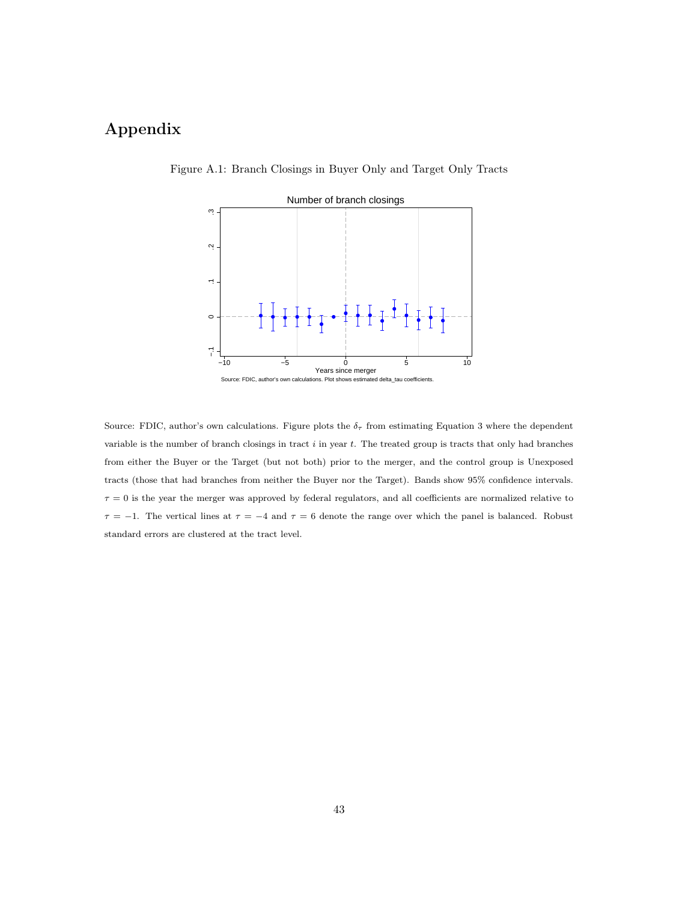# Appendix

Figure A.1: Branch Closings in Buyer Only and Target Only Tracts

Source: FDIC, author's own calculations. Figure plots the $\delta_\tau$ from estimating Equation 3 where the dependent variable is the number of branch closings in tract $i$ in year $t$. The treated group is tracts that only had branches from either the Buyer or the Target (but not both) prior to the merger, and the control group is Unexposed tracts (those that had branches from neither the Buyer nor the Target). Bands show 95% confidence intervals. $\tau = 0$ is the year the merger was approved by federal regulators, and all coefficients are normalized relative to $\tau = -1$. The vertical lines at $\tau = -4$ and $\tau = 6$ denote the range over which the panel is balanced. Robust standard errors are clustered at the tract level.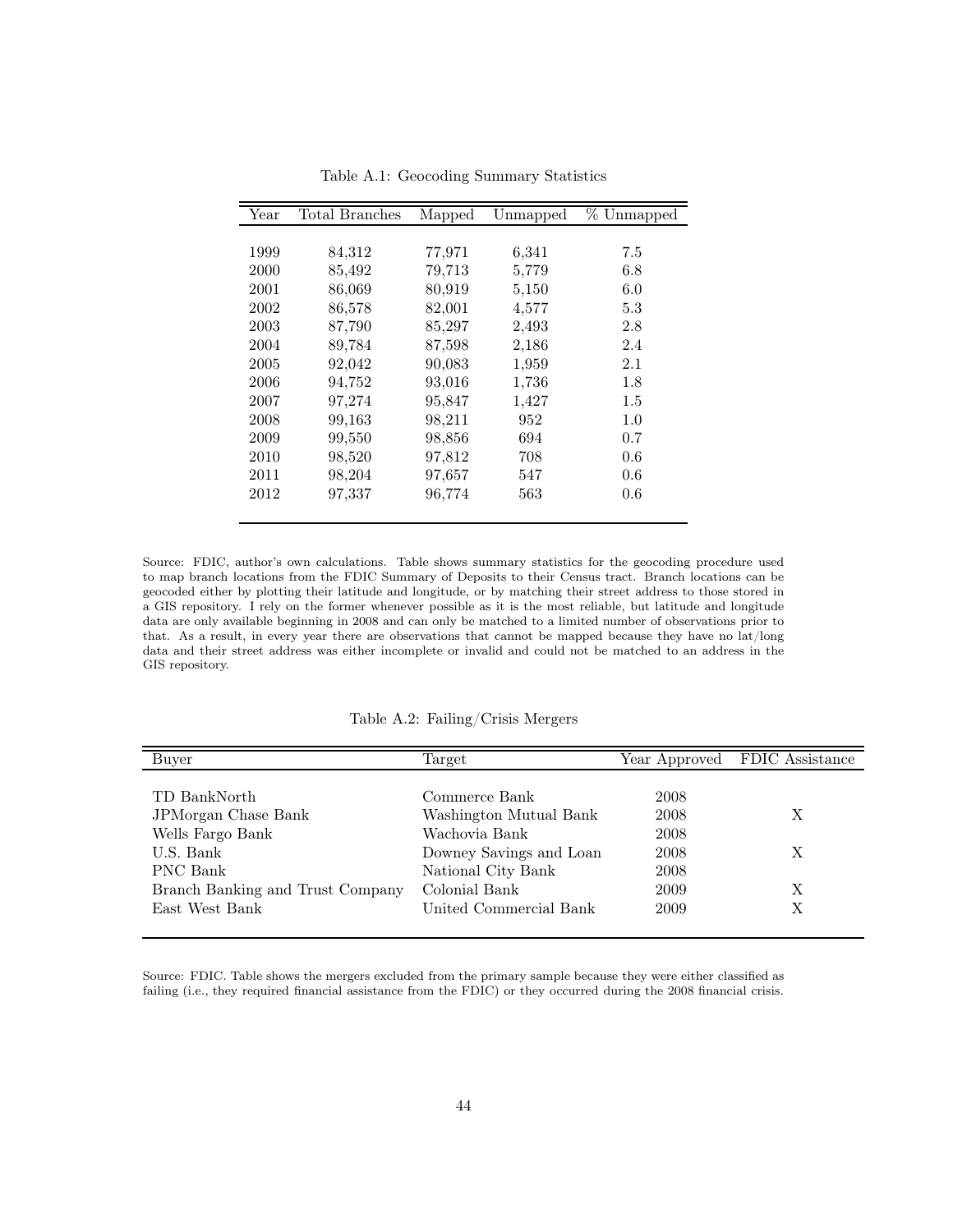Table A.1: Geocoding Summary Statistics

| Year | Total Branches | Mapped | Unmapped | % Unmapped |
|---|---|---|---|---|
| 1999 | 84,312 | 77,971 | 6,341 | 7.5 |
| 2000 | 85,492 | 79,713 | 5,779 | 6.8 |
| 2001 | 86,069 | 80,919 | 5,150 | 6.0 |
| 2002 | 86,578 | 82,001 | 4,577 | 5.3 |
| 2003 | 87,790 | 85,297 | 2,493 | 2.8 |
| 2004 | 89,784 | 87,598 | 2,186 | 2.4 |
| 2005 | 92,042 | 90,083 | 1,959 | 2.1 |
| 2006 | 94,752 | 93,016 | 1,736 | 1.8 |
| 2007 | 97,274 | 95,847 | 1,427 | 1.5 |
| 2008 | 99,163 | 98,211 | 952 | 1.0 |
| 2009 | 99,550 | 98,856 | 694 | 0.7 |
| 2010 | 98,520 | 97,812 | 708 | 0.6 |
| 2011 | 98,204 | 97,657 | 547 | 0.6 |
| 2012 | 97,337 | 96,774 | 563 | 0.6 |

Source: FDIC, author's own calculations. Table shows summary statistics for the geocoding procedure used to map branch locations from the FDIC Summary of Deposits to their Census tract. Branch locations can be geocoded either by plotting their latitude and longitude, or by matching their street address to those stored in a GIS repository. I rely on the former whenever possible as it is the most reliable, but latitude and longitude data are only available beginning in 2008 and can only be matched to a limited number of observations prior to that. As a result, in every year there are observations that cannot be mapped because they have no lat/long data and their street address was either incomplete or invalid and could not be matched to an address in the GIS repository.

Table A.2: Failing/Crisis Mergers

| Buyer | Target | Year Approved | FDIC Assistance |
|---|---|---|---|
| TD BankNorth | Commerce Bank | 2008 | |
| JPMorgan Chase Bank | Washington Mutual Bank | 2008 | X |
| Wells Fargo Bank | Wachovia Bank | 2008 | |
| U.S. Bank | Downey Savings and Loan | 2008 | X |
| PNC Bank | National City Bank | 2008 | |
| Branch Banking and Trust Company | Colonial Bank | 2009 | X |
| East West Bank | United Commercial Bank | 2009 | X |

Source: FDIC. Table shows the mergers excluded from the primary sample because they were either classified as failing (i.e., they required financial assistance from the FDIC) or they occurred during the 2008 financial crisis.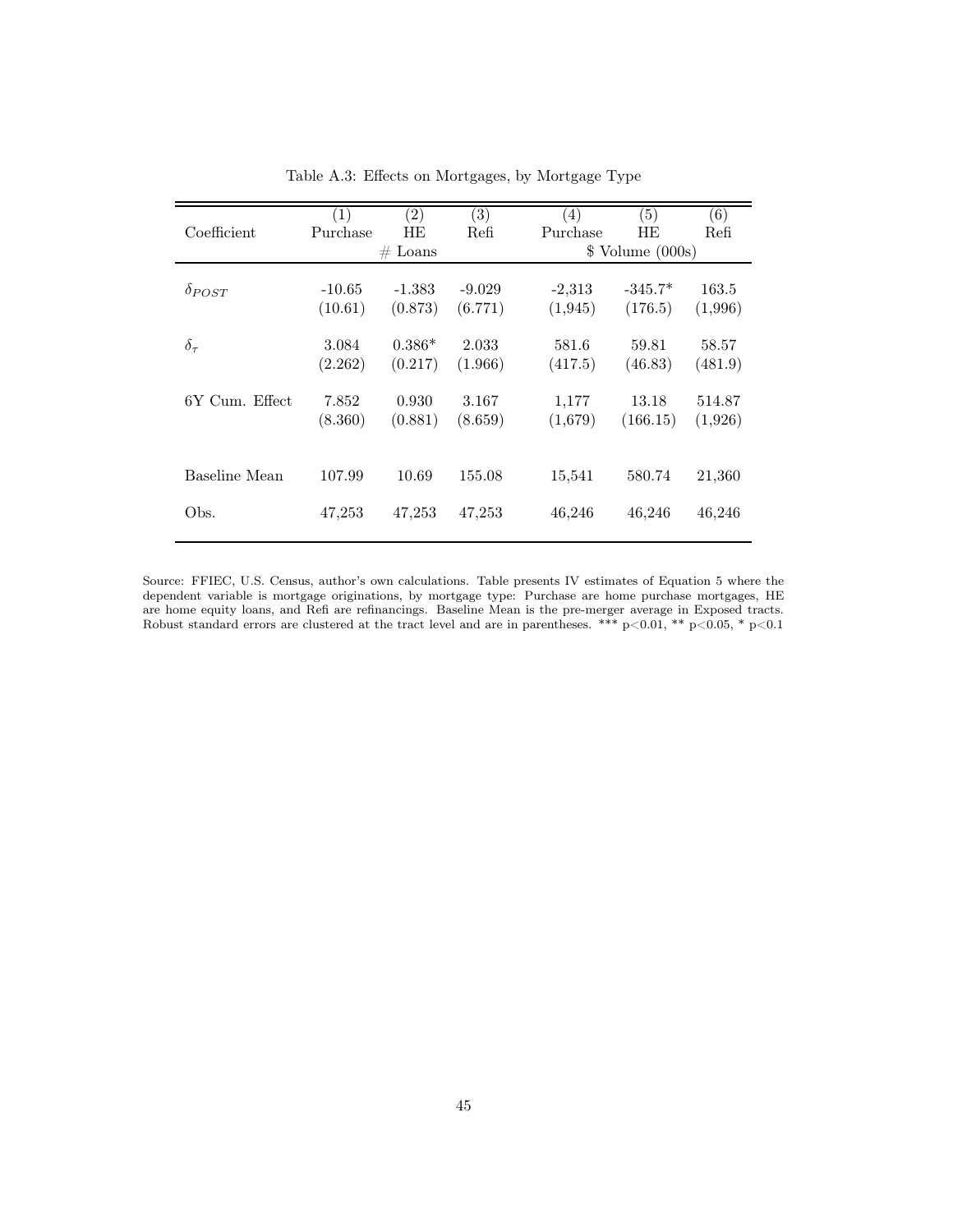Table A.3: Effects on Mortgages, by Mortgage Type

| Coefficient | (1) Purchase | (2) HE | (3) Refi | (4) Purchase | (5) HE | (6) Refi |
|---|---|---|---|---|---|---|
| | | # Loans | | | $ Volume (000s) | |
| $\delta_{POST}$ | -10.65 | -1.383 | -9.029 | -2,313 | -345.7* | 163.5 |
| | (10.61) | (0.873) | (6.771) | (1,945) | (176.5) | (1,996) |
| $\delta_{\tau}$ | 3.084 | 0.386* | 2.033 | 581.6 | 59.81 | 58.57 |
| | (2.262) | (0.217) | (1.966) | (417.5) | (46.83) | (481.9) |
| 6Y Cum. Effect | 7.852 | 0.930 | 3.167 | 1,177 | 13.18 | 514.87 |
| | (8.360) | (0.881) | (8.659) | (1,679) | (166.15) | (1,926) |
| Baseline Mean | 107.99 | 10.69 | 155.08 | 15,541 | 580.74 | 21,360 |
| Obs. | 47,253 | 47,253 | 47,253 | 46,246 | 46,246 | 46,246 |

Source: FFIEC, U.S. Census, author's own calculations. Table presents IV estimates of Equation 5 where the dependent variable is mortgage originations, by mortgage type: Purchase are home purchase mortgages, HE are home equity loans, and Refi are refinancings. Baseline Mean is the pre-merger average in Exposed tracts. Robust standard errors are clustered at the tract level and are in parentheses. *** p<0.01, ** p<0.05, * p<0.1